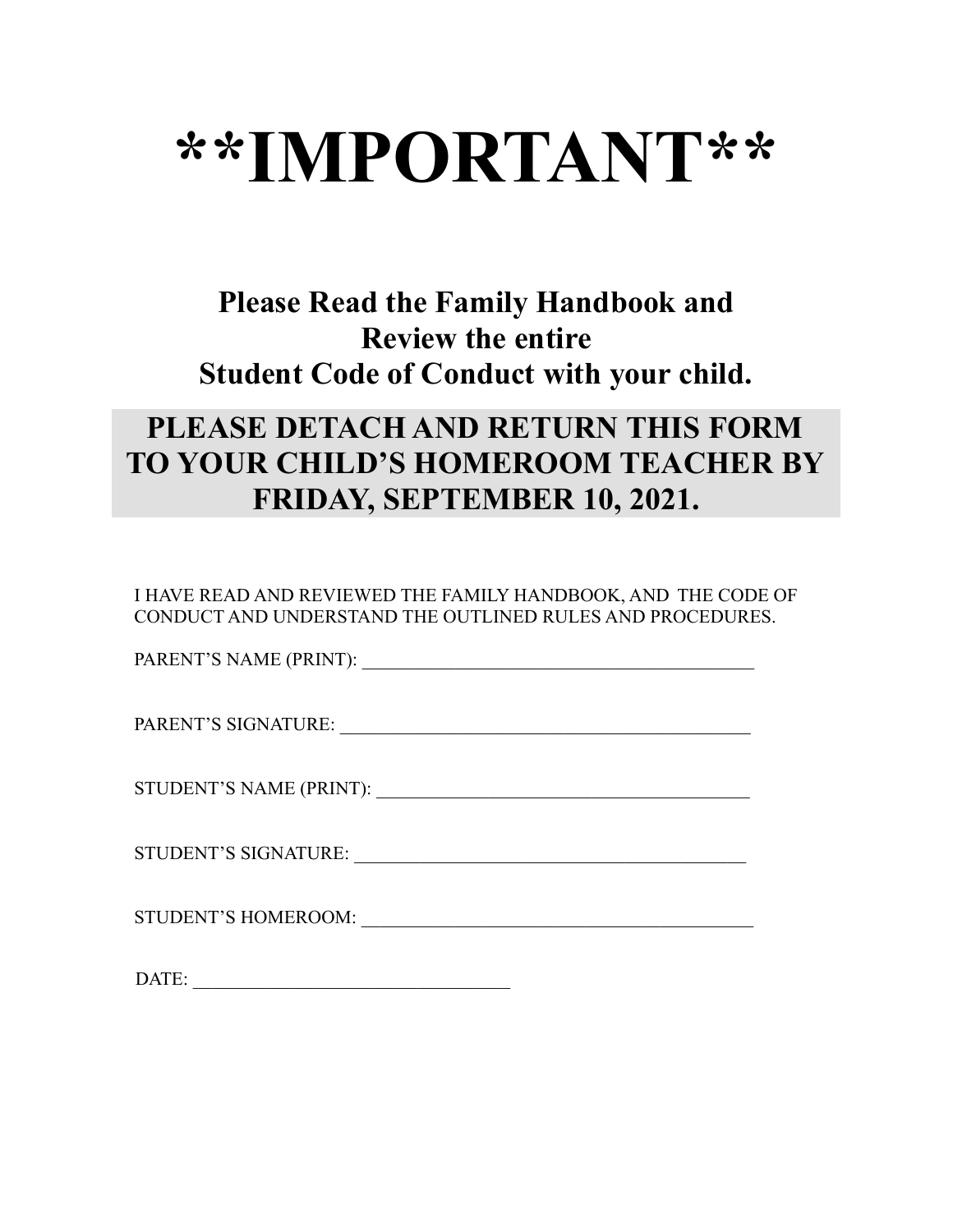# \*\*IMPORTANT\*\*

## Please Read the Family Handbook and Review the entire Student Code of Conduct with your child.

## PLEASE DETACH AND RETURN THIS FORM TO YOUR CHILD'S HOMEROOM TEACHER BY FRIDAY, SEPTEMBER 10, 2021.

I HAVE READ AND REVIEWED THE FAMILY HANDBOOK, AND THE CODE OF CONDUCT AND UNDERSTAND THE OUTLINED RULES AND PROCEDURES.

PARENT'S NAME (PRINT): ___________________________________________

PARENT'S SIGNATURE: _____________________________________________

STUDENT'S NAME (PRINT): _________________________________________

STUDENT'S SIGNATURE: ____________________________________________

STUDENT'S HOMEROOM: _____________________________________________

DATE: __________________________________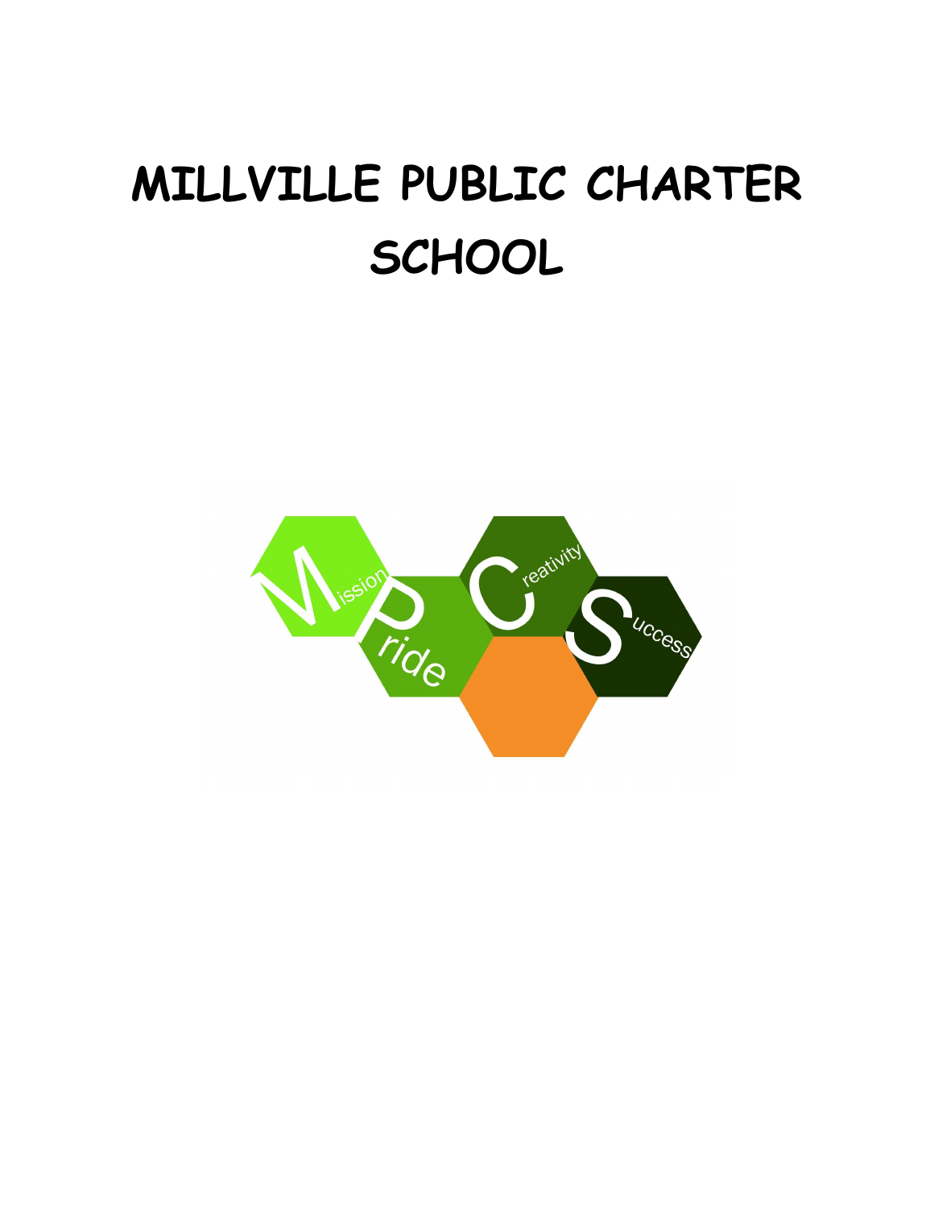# MILLVILLE PUBLIC CHARTER SCHOOL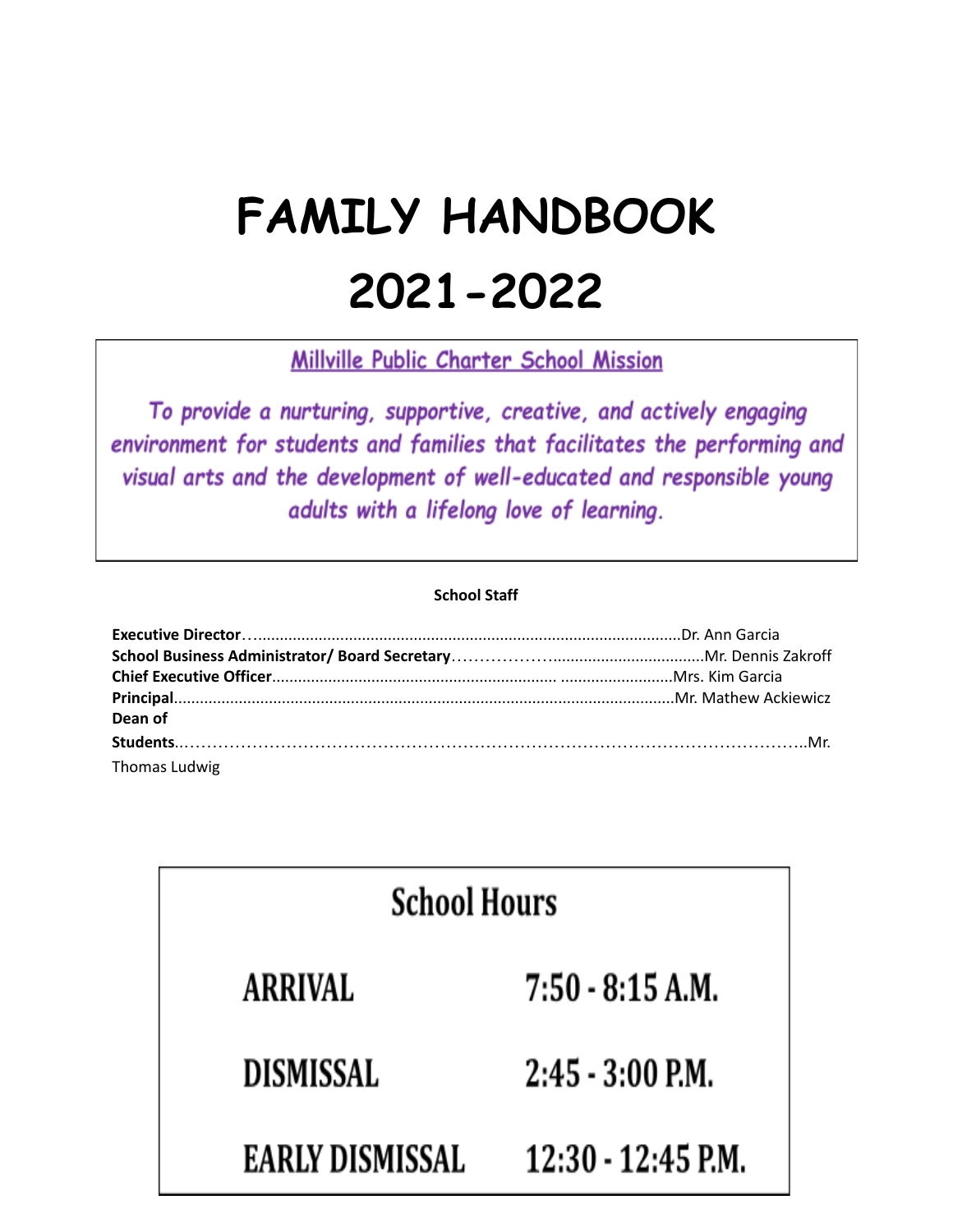# FAMILY HANDBOOK

# 2021-2022

## Millville Public Charter School Mission

*To provide a nurturing, supportive, creative, and actively engaging environment for students and families that facilitates the performing and visual arts and the development of well-educated and responsible young adults with a lifelong love of learning.*

**School Staff**

**Executive Director**........................................................................................................Dr. Ann Garcia
**School Business Administrator/ Board Secretary**.........................................................Mr. Dennis Zakroff
**Chief Executive Officer**.................................................................................................Mrs. Kim Garcia
**Principal**........................................................................................................................Mr. Mathew Ackiewicz
**Dean of Students**.........................................................................................................Mr. Thomas Ludwig

## School Hours

| | |
|---|---|
| ARRIVAL | 7:50 - 8:15 A.M. |
| DISMISSAL | 2:45 - 3:00 P.M. |
| EARLY DISMISSAL | 12:30 - 12:45 P.M. |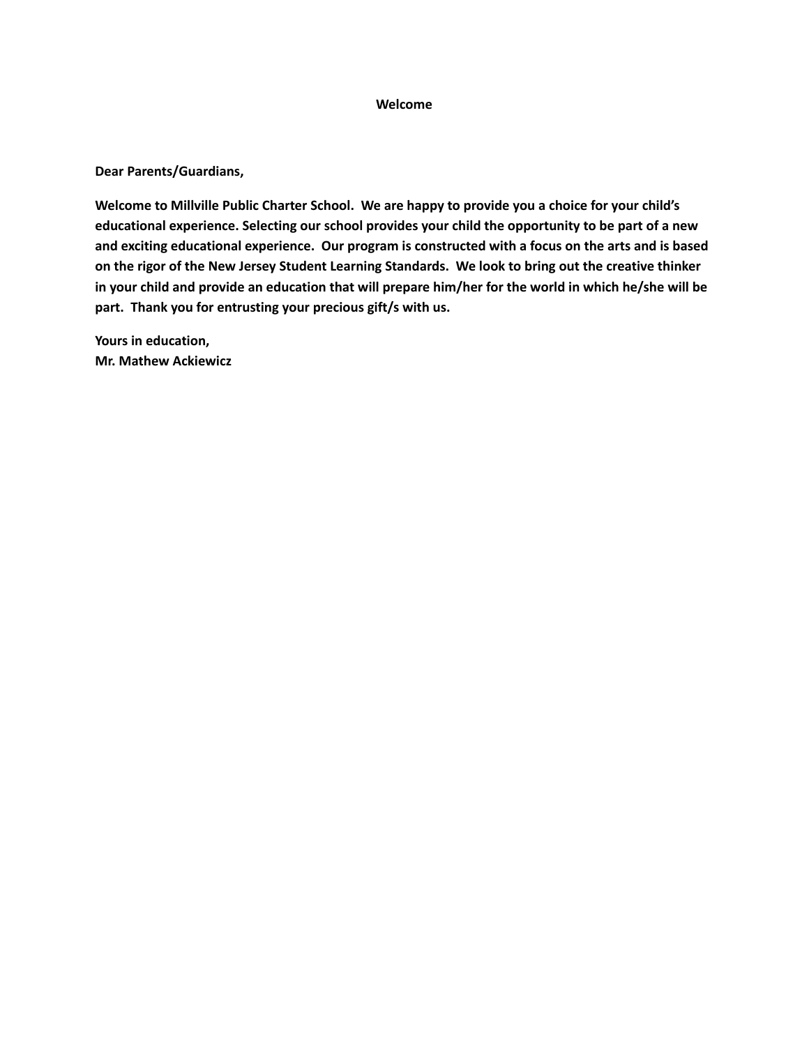# Welcome

**Dear Parents/Guardians,**

**Welcome to Millville Public Charter School. We are happy to provide you a choice for your child's educational experience. Selecting our school provides your child the opportunity to be part of a new and exciting educational experience. Our program is constructed with a focus on the arts and is based on the rigor of the New Jersey Student Learning Standards. We look to bring out the creative thinker in your child and provide an education that will prepare him/her for the world in which he/she will be part. Thank you for entrusting your precious gift/s with us.**

**Yours in education,**
**Mr. Mathew Ackiewicz**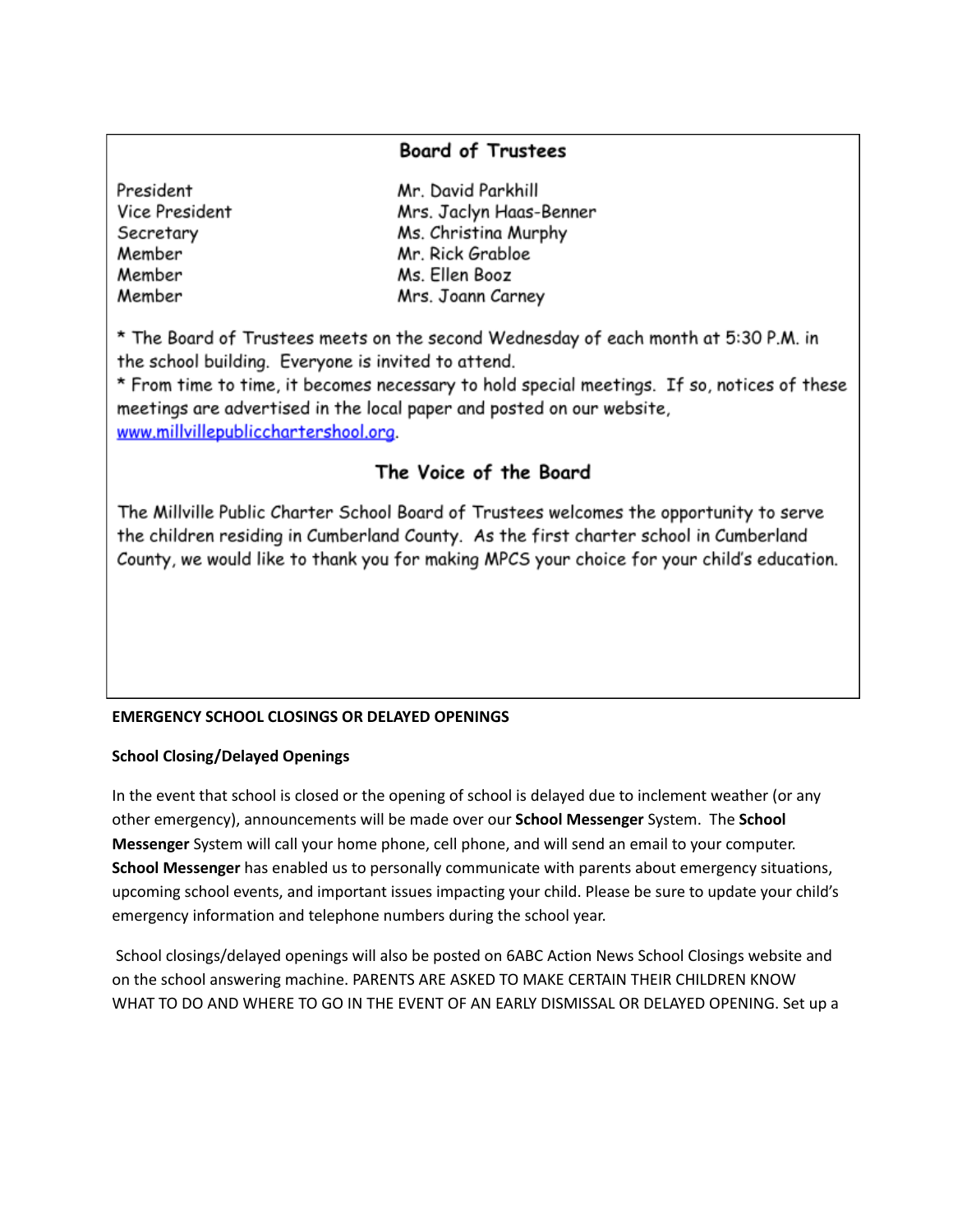## Board of Trustees

| | |
|---|---|
| President | Mr. David Parkhill |
| Vice President | Mrs. Jaclyn Haas-Benner |
| Secretary | Ms. Christina Murphy |
| Member | Mr. Rick Grabloe |
| Member | Ms. Ellen Booz |
| Member | Mrs. Joann Carney |

* The Board of Trustees meets on the second Wednesday of each month at 5:30 P.M. in the school building. Everyone is invited to attend.
* From time to time, it becomes necessary to hold special meetings. If so, notices of these meetings are advertised in the local paper and posted on our website, www.millvillepublicchartershool.org.

## The Voice of the Board

The Millville Public Charter School Board of Trustees welcomes the opportunity to serve the children residing in Cumberland County. As the first charter school in Cumberland County, we would like to thank you for making MPCS your choice for your child's education.

**EMERGENCY SCHOOL CLOSINGS OR DELAYED OPENINGS**

**School Closing/Delayed Openings**

In the event that school is closed or the opening of school is delayed due to inclement weather (or any other emergency), announcements will be made over our **School Messenger** System. The **School Messenger** System will call your home phone, cell phone, and will send an email to your computer. **School Messenger** has enabled us to personally communicate with parents about emergency situations, upcoming school events, and important issues impacting your child. Please be sure to update your child's emergency information and telephone numbers during the school year.

School closings/delayed openings will also be posted on 6ABC Action News School Closings website and on the school answering machine. PARENTS ARE ASKED TO MAKE CERTAIN THEIR CHILDREN KNOW WHAT TO DO AND WHERE TO GO IN THE EVENT OF AN EARLY DISMISSAL OR DELAYED OPENING. Set up a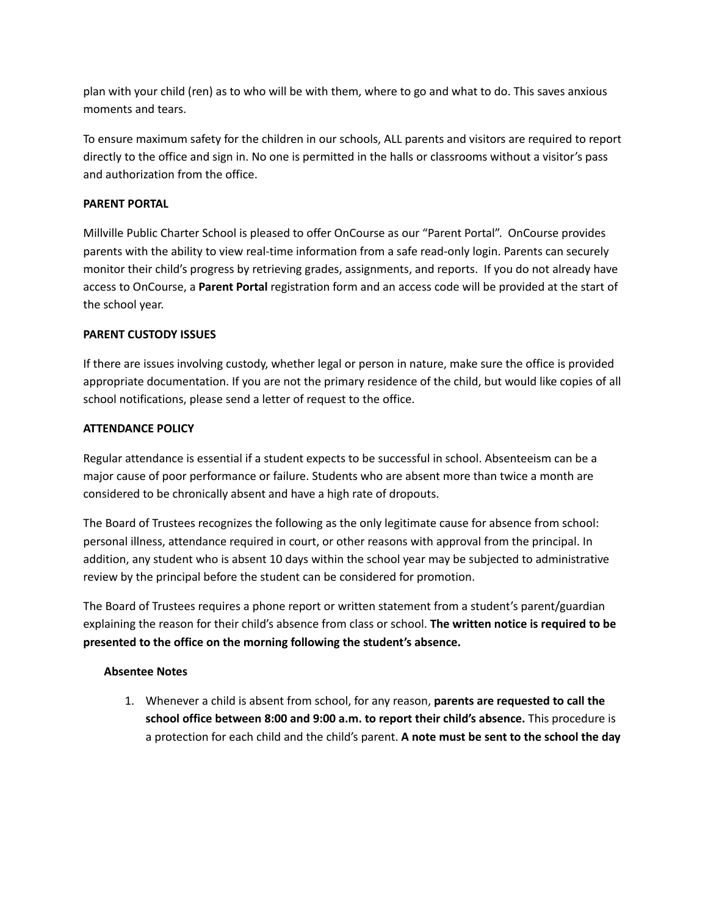plan with your child (ren) as to who will be with them, where to go and what to do. This saves anxious moments and tears.

To ensure maximum safety for the children in our schools, ALL parents and visitors are required to report directly to the office and sign in. No one is permitted in the halls or classrooms without a visitor's pass and authorization from the office.

**PARENT PORTAL**

Millville Public Charter School is pleased to offer OnCourse as our "Parent Portal". OnCourse provides parents with the ability to view real-time information from a safe read-only login. Parents can securely monitor their child's progress by retrieving grades, assignments, and reports. If you do not already have access to OnCourse, a **Parent Portal** registration form and an access code will be provided at the start of the school year.

**PARENT CUSTODY ISSUES**

If there are issues involving custody, whether legal or person in nature, make sure the office is provided appropriate documentation. If you are not the primary residence of the child, but would like copies of all school notifications, please send a letter of request to the office.

**ATTENDANCE POLICY**

Regular attendance is essential if a student expects to be successful in school. Absenteeism can be a major cause of poor performance or failure. Students who are absent more than twice a month are considered to be chronically absent and have a high rate of dropouts.

The Board of Trustees recognizes the following as the only legitimate cause for absence from school: personal illness, attendance required in court, or other reasons with approval from the principal. In addition, any student who is absent 10 days within the school year may be subjected to administrative review by the principal before the student can be considered for promotion.

The Board of Trustees requires a phone report or written statement from a student's parent/guardian explaining the reason for their child's absence from class or school. **The written notice is required to be presented to the office on the morning following the student's absence.**

**Absentee Notes**

1. Whenever a child is absent from school, for any reason, **parents are requested to call the school office between 8:00 and 9:00 a.m. to report their child's absence.** This procedure is a protection for each child and the child's parent. **A note must be sent to the school the day**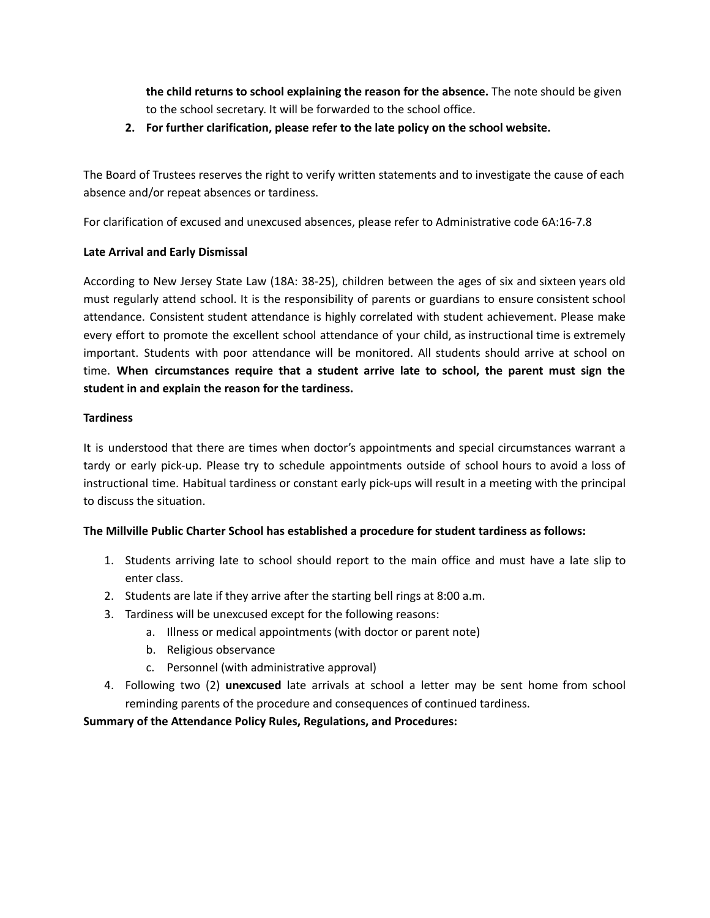**the child returns to school explaining the reason for the absence.** The note should be given to the school secretary. It will be forwarded to the school office.

2. **For further clarification, please refer to the late policy on the school website.**

The Board of Trustees reserves the right to verify written statements and to investigate the cause of each absence and/or repeat absences or tardiness.

For clarification of excused and unexcused absences, please refer to Administrative code 6A:16-7.8

**Late Arrival and Early Dismissal**

According to New Jersey State Law (18A: 38-25), children between the ages of six and sixteen years old must regularly attend school. It is the responsibility of parents or guardians to ensure consistent school attendance. Consistent student attendance is highly correlated with student achievement. Please make every effort to promote the excellent school attendance of your child, as instructional time is extremely important. Students with poor attendance will be monitored. All students should arrive at school on time. **When circumstances require that a student arrive late to school, the parent must sign the student in and explain the reason for the tardiness.**

**Tardiness**

It is understood that there are times when doctor's appointments and special circumstances warrant a tardy or early pick-up. Please try to schedule appointments outside of school hours to avoid a loss of instructional time. Habitual tardiness or constant early pick-ups will result in a meeting with the principal to discuss the situation.

**The Millville Public Charter School has established a procedure for student tardiness as follows:**

1. Students arriving late to school should report to the main office and must have a late slip to enter class.
2. Students are late if they arrive after the starting bell rings at 8:00 a.m.
3. Tardiness will be unexcused except for the following reasons:
   a. Illness or medical appointments (with doctor or parent note)
   b. Religious observance
   c. Personnel (with administrative approval)
4. Following two (2) **unexcused** late arrivals at school a letter may be sent home from school reminding parents of the procedure and consequences of continued tardiness.

**Summary of the Attendance Policy Rules, Regulations, and Procedures:**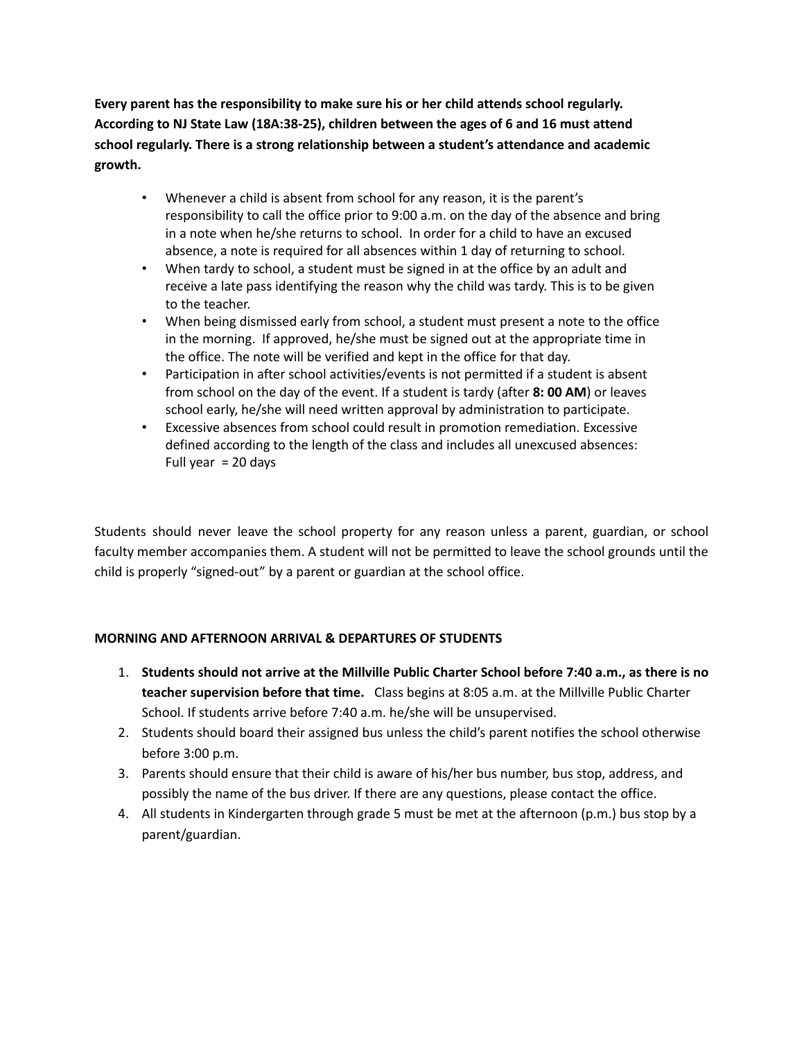**Every parent has the responsibility to make sure his or her child attends school regularly. According to NJ State Law (18A:38-25), children between the ages of 6 and 16 must attend school regularly. There is a strong relationship between a student's attendance and academic growth.**

- Whenever a child is absent from school for any reason, it is the parent's responsibility to call the office prior to 9:00 a.m. on the day of the absence and bring in a note when he/she returns to school. In order for a child to have an excused absence, a note is required for all absences within 1 day of returning to school.
- When tardy to school, a student must be signed in at the office by an adult and receive a late pass identifying the reason why the child was tardy. This is to be given to the teacher.
- When being dismissed early from school, a student must present a note to the office in the morning. If approved, he/she must be signed out at the appropriate time in the office. The note will be verified and kept in the office for that day.
- Participation in after school activities/events is not permitted if a student is absent from school on the day of the event. If a student is tardy (after **8: 00 AM**) or leaves school early, he/she will need written approval by administration to participate.
- Excessive absences from school could result in promotion remediation. Excessive defined according to the length of the class and includes all unexcused absences: Full year = 20 days

Students should never leave the school property for any reason unless a parent, guardian, or school faculty member accompanies them. A student will not be permitted to leave the school grounds until the child is properly "signed-out" by a parent or guardian at the school office.

**MORNING AND AFTERNOON ARRIVAL & DEPARTURES OF STUDENTS**

1. **Students should not arrive at the Millville Public Charter School before 7:40 a.m., as there is no teacher supervision before that time.** Class begins at 8:05 a.m. at the Millville Public Charter School. If students arrive before 7:40 a.m. he/she will be unsupervised.
2. Students should board their assigned bus unless the child's parent notifies the school otherwise before 3:00 p.m.
3. Parents should ensure that their child is aware of his/her bus number, bus stop, address, and possibly the name of the bus driver. If there are any questions, please contact the office.
4. All students in Kindergarten through grade 5 must be met at the afternoon (p.m.) bus stop by a parent/guardian.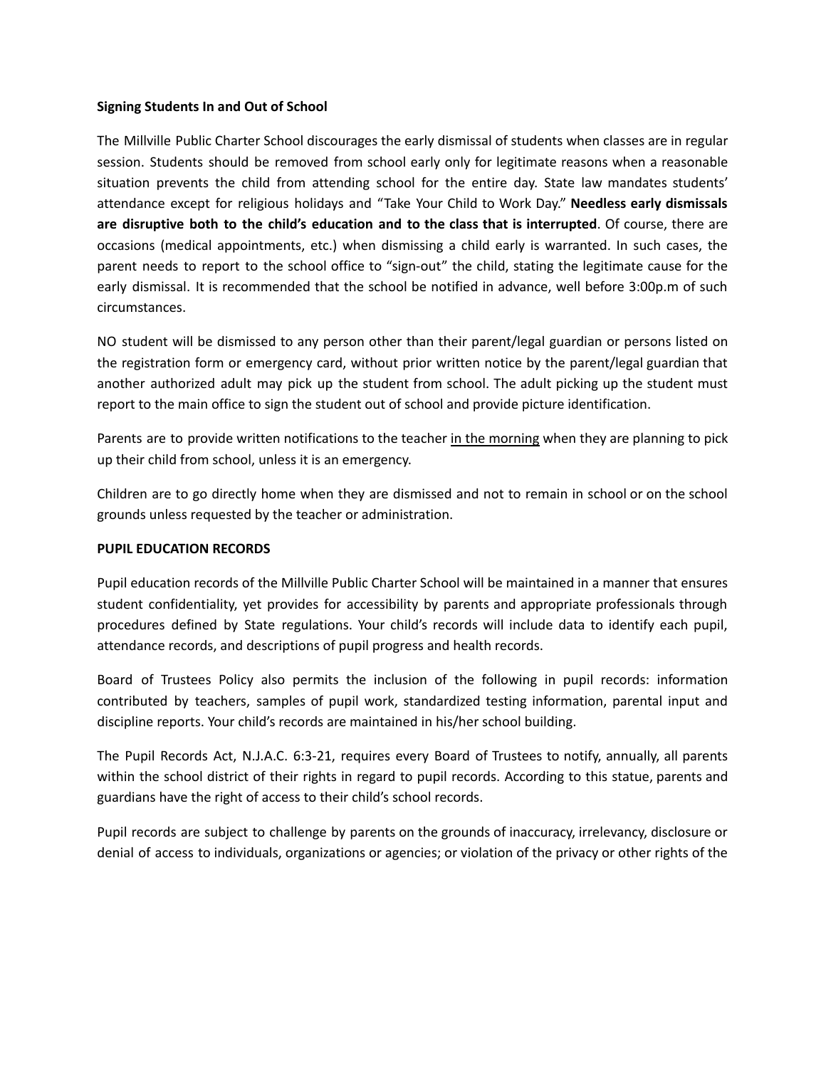**Signing Students In and Out of School**

The Millville Public Charter School discourages the early dismissal of students when classes are in regular session. Students should be removed from school early only for legitimate reasons when a reasonable situation prevents the child from attending school for the entire day. State law mandates students' attendance except for religious holidays and "Take Your Child to Work Day." **Needless early dismissals are disruptive both to the child's education and to the class that is interrupted**. Of course, there are occasions (medical appointments, etc.) when dismissing a child early is warranted. In such cases, the parent needs to report to the school office to "sign-out" the child, stating the legitimate cause for the early dismissal. It is recommended that the school be notified in advance, well before 3:00p.m of such circumstances.

NO student will be dismissed to any person other than their parent/legal guardian or persons listed on the registration form or emergency card, without prior written notice by the parent/legal guardian that another authorized adult may pick up the student from school. The adult picking up the student must report to the main office to sign the student out of school and provide picture identification.

Parents are to provide written notifications to the teacher in the morning when they are planning to pick up their child from school, unless it is an emergency.

Children are to go directly home when they are dismissed and not to remain in school or on the school grounds unless requested by the teacher or administration.

**PUPIL EDUCATION RECORDS**

Pupil education records of the Millville Public Charter School will be maintained in a manner that ensures student confidentiality, yet provides for accessibility by parents and appropriate professionals through procedures defined by State regulations. Your child's records will include data to identify each pupil, attendance records, and descriptions of pupil progress and health records.

Board of Trustees Policy also permits the inclusion of the following in pupil records: information contributed by teachers, samples of pupil work, standardized testing information, parental input and discipline reports. Your child's records are maintained in his/her school building.

The Pupil Records Act, N.J.A.C. 6:3-21, requires every Board of Trustees to notify, annually, all parents within the school district of their rights in regard to pupil records. According to this statue, parents and guardians have the right of access to their child's school records.

Pupil records are subject to challenge by parents on the grounds of inaccuracy, irrelevancy, disclosure or denial of access to individuals, organizations or agencies; or violation of the privacy or other rights of the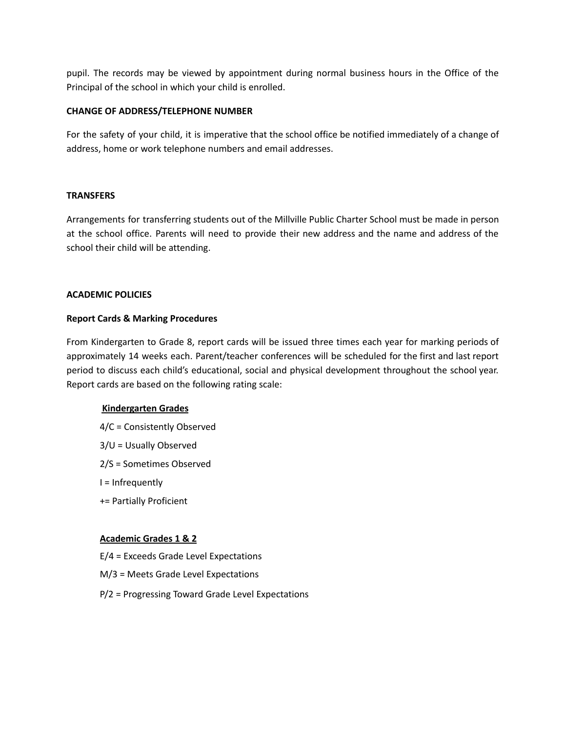pupil. The records may be viewed by appointment during normal business hours in the Office of the Principal of the school in which your child is enrolled.

**CHANGE OF ADDRESS/TELEPHONE NUMBER**

For the safety of your child, it is imperative that the school office be notified immediately of a change of address, home or work telephone numbers and email addresses.

**TRANSFERS**

Arrangements for transferring students out of the Millville Public Charter School must be made in person at the school office. Parents will need to provide their new address and the name and address of the school their child will be attending.

**ACADEMIC POLICIES**

**Report Cards & Marking Procedures**

From Kindergarten to Grade 8, report cards will be issued three times each year for marking periods of approximately 14 weeks each. Parent/teacher conferences will be scheduled for the first and last report period to discuss each child's educational, social and physical development throughout the school year. Report cards are based on the following rating scale:

**Kindergarten Grades**

4/C = Consistently Observed

3/U = Usually Observed

2/S = Sometimes Observed

I = Infrequently

+= Partially Proficient

**Academic Grades 1 & 2**

E/4 = Exceeds Grade Level Expectations

M/3 = Meets Grade Level Expectations

P/2 = Progressing Toward Grade Level Expectations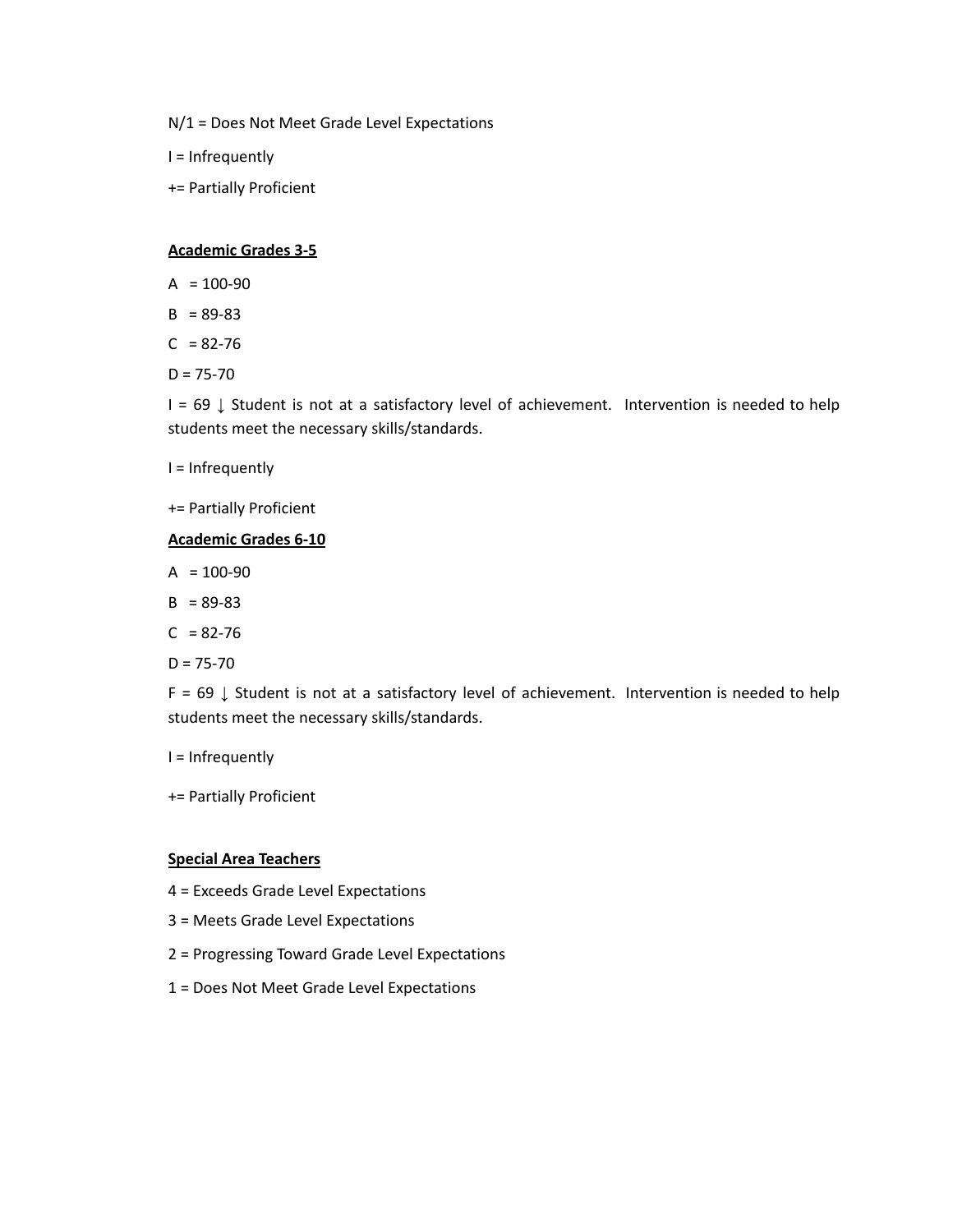N/1 = Does Not Meet Grade Level Expectations

I = Infrequently

+= Partially Proficient

**Academic Grades 3-5**

A = 100-90

B = 89-83

C = 82-76

D = 75-70

I = 69 ↓ Student is not at a satisfactory level of achievement. Intervention is needed to help students meet the necessary skills/standards.

I = Infrequently

+= Partially Proficient

**Academic Grades 6-10**

A = 100-90

B = 89-83

C = 82-76

D = 75-70

F = 69 ↓ Student is not at a satisfactory level of achievement. Intervention is needed to help students meet the necessary skills/standards.

I = Infrequently

+= Partially Proficient

**Special Area Teachers**

4 = Exceeds Grade Level Expectations

3 = Meets Grade Level Expectations

2 = Progressing Toward Grade Level Expectations

1 = Does Not Meet Grade Level Expectations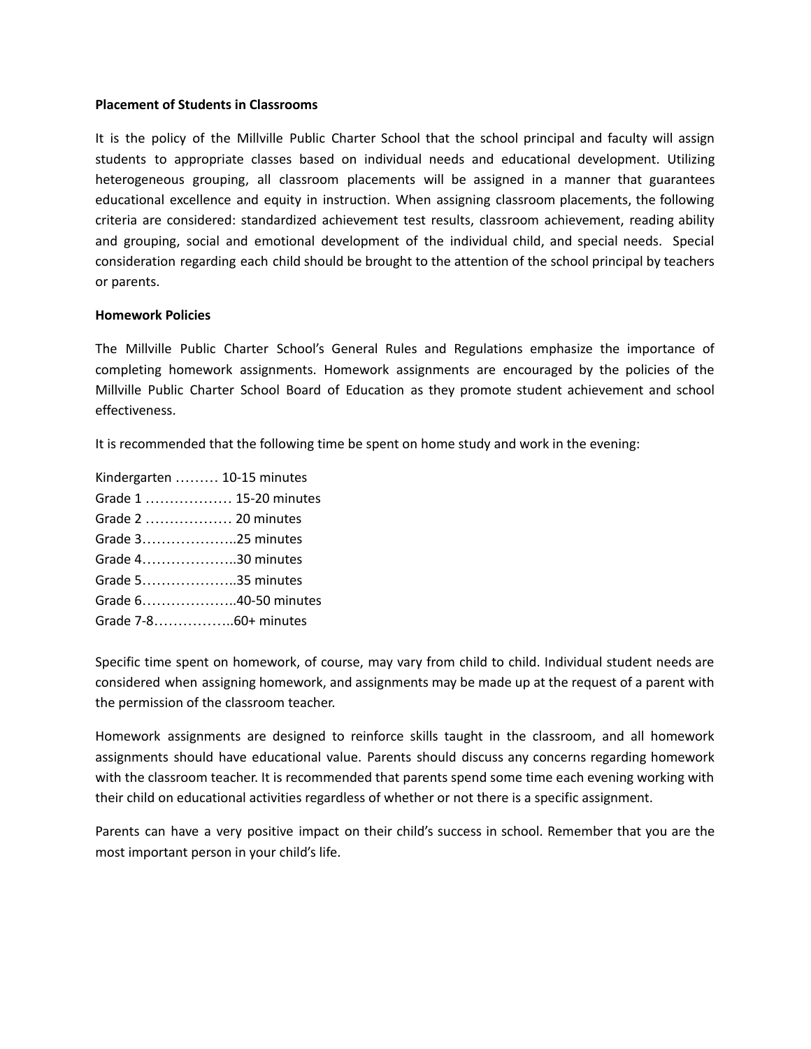**Placement of Students in Classrooms**

It is the policy of the Millville Public Charter School that the school principal and faculty will assign students to appropriate classes based on individual needs and educational development. Utilizing heterogeneous grouping, all classroom placements will be assigned in a manner that guarantees educational excellence and equity in instruction. When assigning classroom placements, the following criteria are considered: standardized achievement test results, classroom achievement, reading ability and grouping, social and emotional development of the individual child, and special needs. Special consideration regarding each child should be brought to the attention of the school principal by teachers or parents.

**Homework Policies**

The Millville Public Charter School's General Rules and Regulations emphasize the importance of completing homework assignments. Homework assignments are encouraged by the policies of the Millville Public Charter School Board of Education as they promote student achievement and school effectiveness.

It is recommended that the following time be spent on home study and work in the evening:

Kindergarten ……… 10-15 minutes
Grade 1 ……………… 15-20 minutes
Grade 2 ……………… 20 minutes
Grade 3………………..25 minutes
Grade 4………………..30 minutes
Grade 5………………..35 minutes
Grade 6………………..40-50 minutes
Grade 7-8……………..60+ minutes

Specific time spent on homework, of course, may vary from child to child. Individual student needs are considered when assigning homework, and assignments may be made up at the request of a parent with the permission of the classroom teacher.

Homework assignments are designed to reinforce skills taught in the classroom, and all homework assignments should have educational value. Parents should discuss any concerns regarding homework with the classroom teacher. It is recommended that parents spend some time each evening working with their child on educational activities regardless of whether or not there is a specific assignment.

Parents can have a very positive impact on their child's success in school. Remember that you are the most important person in your child's life.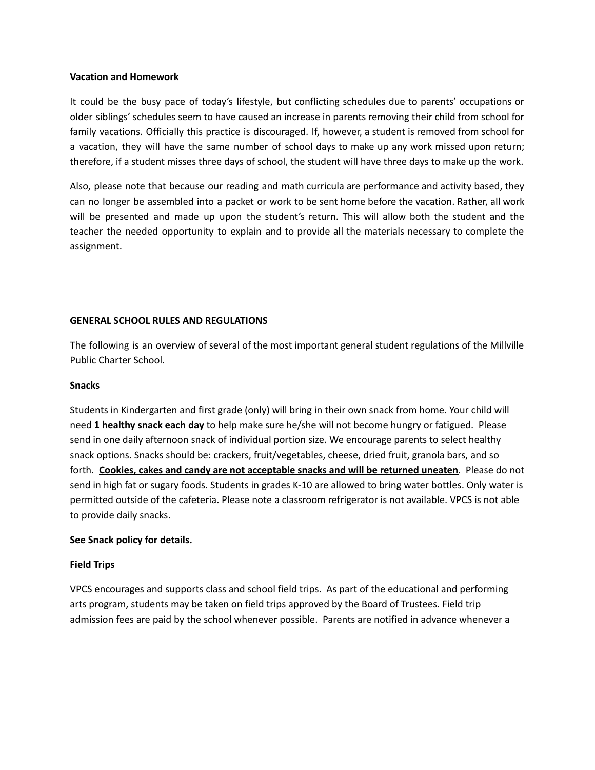**Vacation and Homework**

It could be the busy pace of today's lifestyle, but conflicting schedules due to parents' occupations or older siblings' schedules seem to have caused an increase in parents removing their child from school for family vacations. Officially this practice is discouraged. If, however, a student is removed from school for a vacation, they will have the same number of school days to make up any work missed upon return; therefore, if a student misses three days of school, the student will have three days to make up the work.

Also, please note that because our reading and math curricula are performance and activity based, they can no longer be assembled into a packet or work to be sent home before the vacation. Rather, all work will be presented and made up upon the student's return. This will allow both the student and the teacher the needed opportunity to explain and to provide all the materials necessary to complete the assignment.

**GENERAL SCHOOL RULES AND REGULATIONS**

The following is an overview of several of the most important general student regulations of the Millville Public Charter School.

**Snacks**

Students in Kindergarten and first grade (only) will bring in their own snack from home. Your child will need **1 healthy snack each day** to help make sure he/she will not become hungry or fatigued. Please send in one daily afternoon snack of individual portion size. We encourage parents to select healthy snack options. Snacks should be: crackers, fruit/vegetables, cheese, dried fruit, granola bars, and so forth. **<u>Cookies, cakes and candy are not acceptable snacks and will be returned uneaten</u>**. Please do not send in high fat or sugary foods. Students in grades K-10 are allowed to bring water bottles. Only water is permitted outside of the cafeteria. Please note a classroom refrigerator is not available. VPCS is not able to provide daily snacks.

**See Snack policy for details.**

**Field Trips**

VPCS encourages and supports class and school field trips. As part of the educational and performing arts program, students may be taken on field trips approved by the Board of Trustees. Field trip admission fees are paid by the school whenever possible. Parents are notified in advance whenever a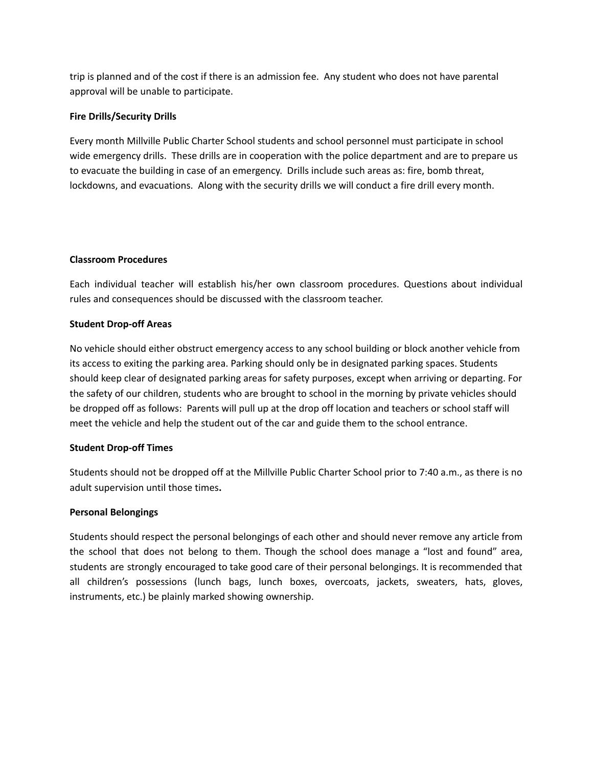trip is planned and of the cost if there is an admission fee. Any student who does not have parental approval will be unable to participate.

**Fire Drills/Security Drills**

Every month Millville Public Charter School students and school personnel must participate in school wide emergency drills. These drills are in cooperation with the police department and are to prepare us to evacuate the building in case of an emergency. Drills include such areas as: fire, bomb threat, lockdowns, and evacuations. Along with the security drills we will conduct a fire drill every month.

**Classroom Procedures**

Each individual teacher will establish his/her own classroom procedures. Questions about individual rules and consequences should be discussed with the classroom teacher.

**Student Drop-off Areas**

No vehicle should either obstruct emergency access to any school building or block another vehicle from its access to exiting the parking area. Parking should only be in designated parking spaces. Students should keep clear of designated parking areas for safety purposes, except when arriving or departing. For the safety of our children, students who are brought to school in the morning by private vehicles should be dropped off as follows: Parents will pull up at the drop off location and teachers or school staff will meet the vehicle and help the student out of the car and guide them to the school entrance.

**Student Drop-off Times**

Students should not be dropped off at the Millville Public Charter School prior to 7:40 a.m., as there is no adult supervision until those times.

**Personal Belongings**

Students should respect the personal belongings of each other and should never remove any article from the school that does not belong to them. Though the school does manage a "lost and found" area, students are strongly encouraged to take good care of their personal belongings. It is recommended that all children's possessions (lunch bags, lunch boxes, overcoats, jackets, sweaters, hats, gloves, instruments, etc.) be plainly marked showing ownership.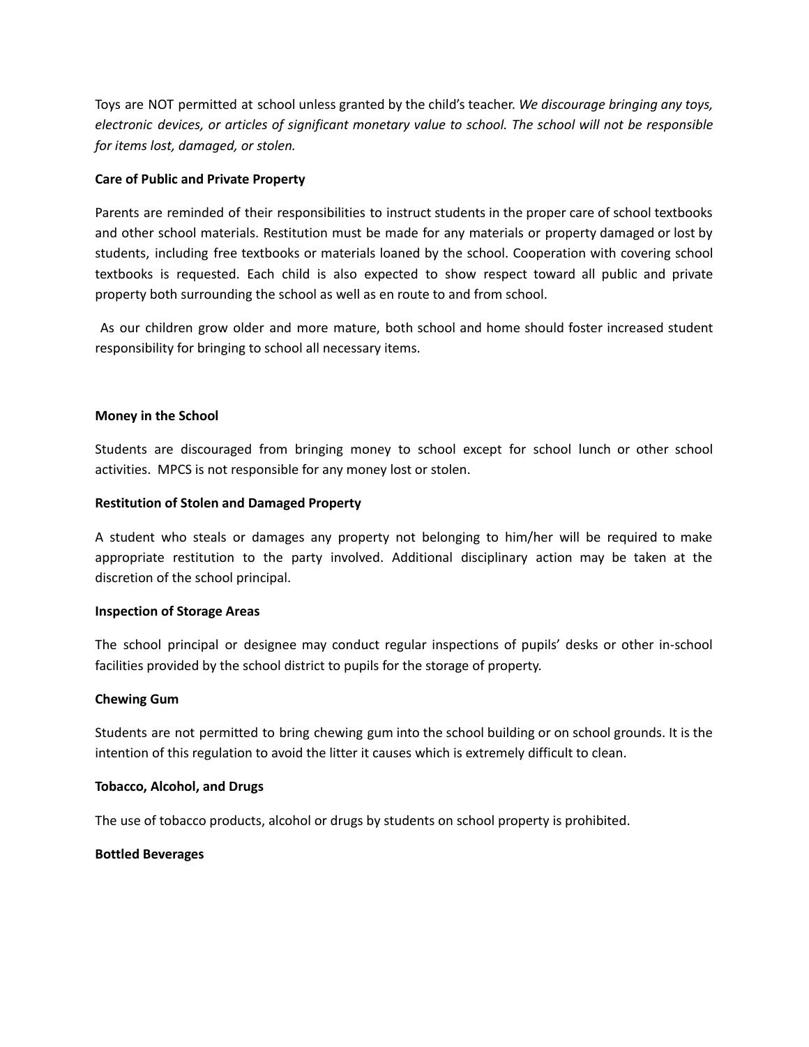Toys are NOT permitted at school unless granted by the child's teacher. *We discourage bringing any toys, electronic devices, or articles of significant monetary value to school. The school will not be responsible for items lost, damaged, or stolen.*

**Care of Public and Private Property**

Parents are reminded of their responsibilities to instruct students in the proper care of school textbooks and other school materials. Restitution must be made for any materials or property damaged or lost by students, including free textbooks or materials loaned by the school. Cooperation with covering school textbooks is requested. Each child is also expected to show respect toward all public and private property both surrounding the school as well as en route to and from school.

As our children grow older and more mature, both school and home should foster increased student responsibility for bringing to school all necessary items.

**Money in the School**

Students are discouraged from bringing money to school except for school lunch or other school activities. MPCS is not responsible for any money lost or stolen.

**Restitution of Stolen and Damaged Property**

A student who steals or damages any property not belonging to him/her will be required to make appropriate restitution to the party involved. Additional disciplinary action may be taken at the discretion of the school principal.

**Inspection of Storage Areas**

The school principal or designee may conduct regular inspections of pupils' desks or other in-school facilities provided by the school district to pupils for the storage of property.

**Chewing Gum**

Students are not permitted to bring chewing gum into the school building or on school grounds. It is the intention of this regulation to avoid the litter it causes which is extremely difficult to clean.

**Tobacco, Alcohol, and Drugs**

The use of tobacco products, alcohol or drugs by students on school property is prohibited.

**Bottled Beverages**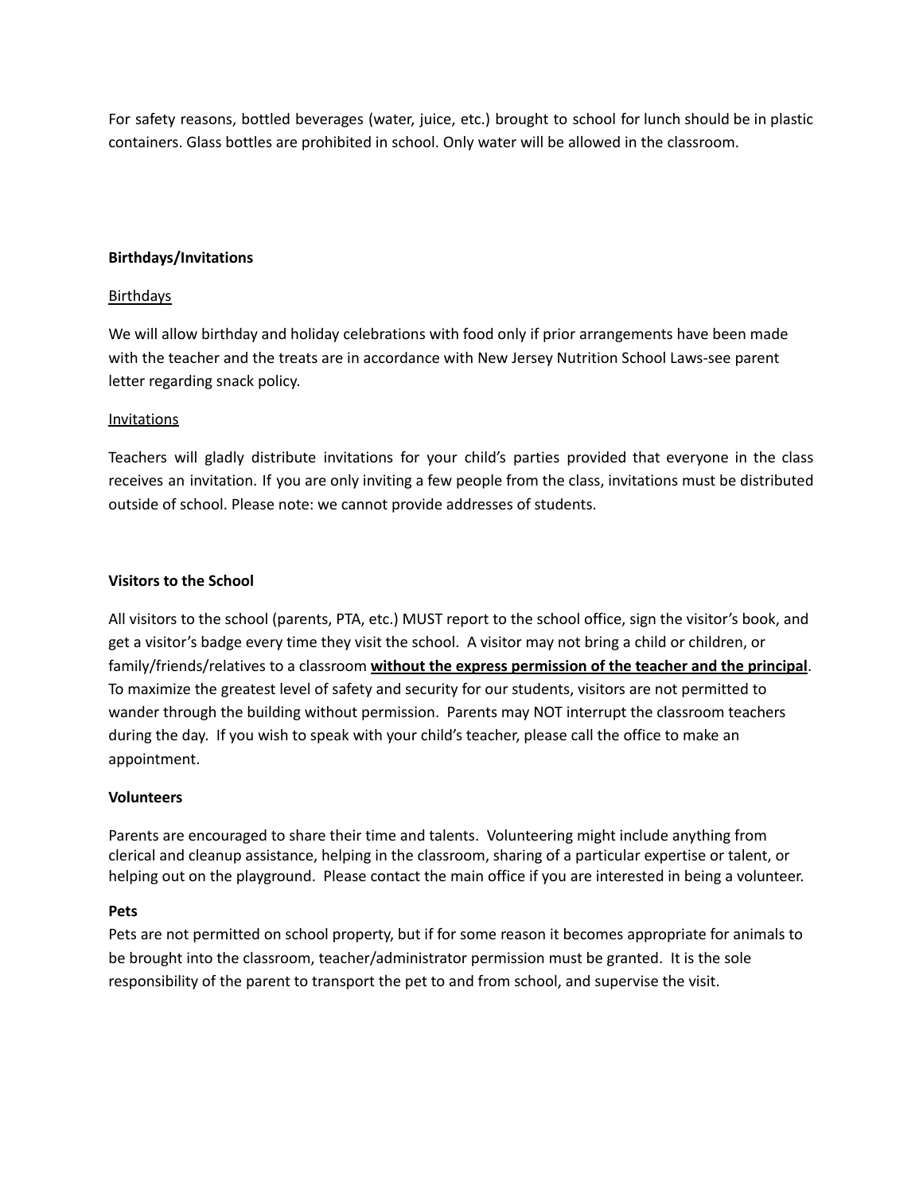For safety reasons, bottled beverages (water, juice, etc.) brought to school for lunch should be in plastic containers. Glass bottles are prohibited in school. Only water will be allowed in the classroom.

**Birthdays/Invitations**

<u>Birthdays</u>

We will allow birthday and holiday celebrations with food only if prior arrangements have been made with the teacher and the treats are in accordance with New Jersey Nutrition School Laws-see parent letter regarding snack policy.

<u>Invitations</u>

Teachers will gladly distribute invitations for your child's parties provided that everyone in the class receives an invitation. If you are only inviting a few people from the class, invitations must be distributed outside of school. Please note: we cannot provide addresses of students.

**Visitors to the School**

All visitors to the school (parents, PTA, etc.) MUST report to the school office, sign the visitor's book, and get a visitor's badge every time they visit the school. A visitor may not bring a child or children, or family/friends/relatives to a classroom <u>**without the express permission of the teacher and the principal**</u>. To maximize the greatest level of safety and security for our students, visitors are not permitted to wander through the building without permission. Parents may NOT interrupt the classroom teachers during the day. If you wish to speak with your child's teacher, please call the office to make an appointment.

**Volunteers**

Parents are encouraged to share their time and talents. Volunteering might include anything from clerical and cleanup assistance, helping in the classroom, sharing of a particular expertise or talent, or helping out on the playground. Please contact the main office if you are interested in being a volunteer.

**Pets**

Pets are not permitted on school property, but if for some reason it becomes appropriate for animals to be brought into the classroom, teacher/administrator permission must be granted. It is the sole responsibility of the parent to transport the pet to and from school, and supervise the visit.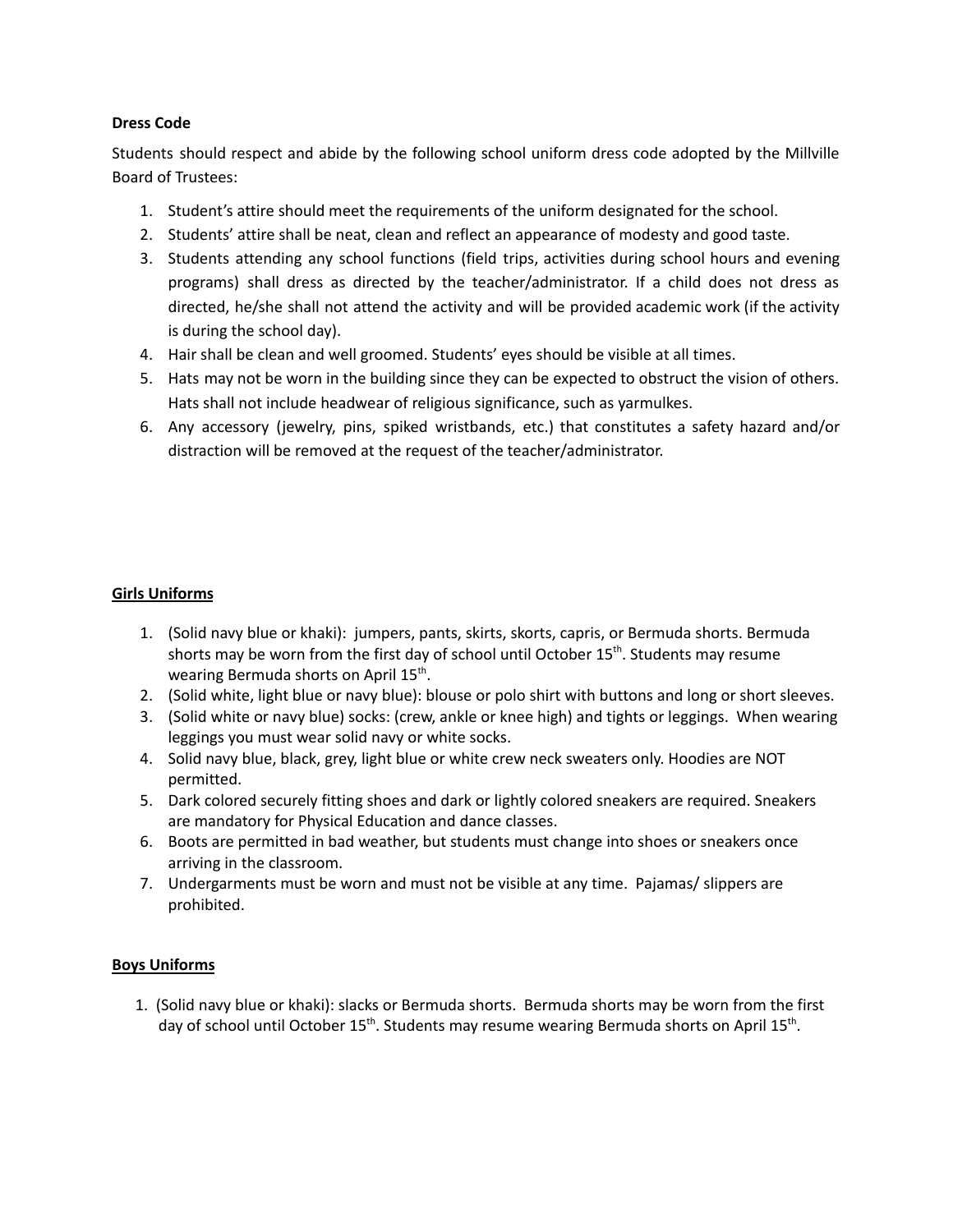**Dress Code**

Students should respect and abide by the following school uniform dress code adopted by the Millville Board of Trustees:

1. Student's attire should meet the requirements of the uniform designated for the school.
2. Students' attire shall be neat, clean and reflect an appearance of modesty and good taste.
3. Students attending any school functions (field trips, activities during school hours and evening programs) shall dress as directed by the teacher/administrator. If a child does not dress as directed, he/she shall not attend the activity and will be provided academic work (if the activity is during the school day).
4. Hair shall be clean and well groomed. Students' eyes should be visible at all times.
5. Hats may not be worn in the building since they can be expected to obstruct the vision of others. Hats shall not include headwear of religious significance, such as yarmulkes.
6. Any accessory (jewelry, pins, spiked wristbands, etc.) that constitutes a safety hazard and/or distraction will be removed at the request of the teacher/administrator.

**<u>Girls Uniforms</u>**

1. (Solid navy blue or khaki): jumpers, pants, skirts, skorts, capris, or Bermuda shorts. Bermuda shorts may be worn from the first day of school until October 15th. Students may resume wearing Bermuda shorts on April 15th.
2. (Solid white, light blue or navy blue): blouse or polo shirt with buttons and long or short sleeves.
3. (Solid white or navy blue) socks: (crew, ankle or knee high) and tights or leggings. When wearing leggings you must wear solid navy or white socks.
4. Solid navy blue, black, grey, light blue or white crew neck sweaters only. Hoodies are NOT permitted.
5. Dark colored securely fitting shoes and dark or lightly colored sneakers are required. Sneakers are mandatory for Physical Education and dance classes.
6. Boots are permitted in bad weather, but students must change into shoes or sneakers once arriving in the classroom.
7. Undergarments must be worn and must not be visible at any time. Pajamas/ slippers are prohibited.

**<u>Boys Uniforms</u>**

1. (Solid navy blue or khaki): slacks or Bermuda shorts. Bermuda shorts may be worn from the first day of school until October 15th. Students may resume wearing Bermuda shorts on April 15th.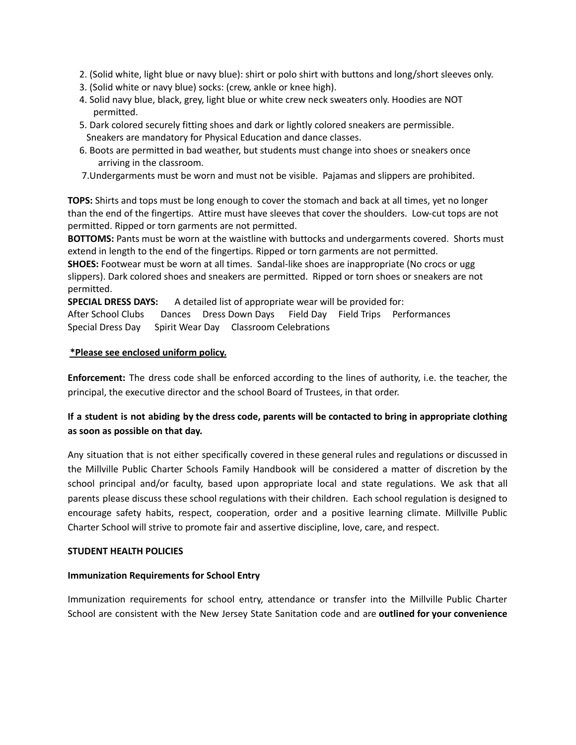2. (Solid white, light blue or navy blue): shirt or polo shirt with buttons and long/short sleeves only.
3. (Solid white or navy blue) socks: (crew, ankle or knee high).
4. Solid navy blue, black, grey, light blue or white crew neck sweaters only. Hoodies are NOT permitted.
5. Dark colored securely fitting shoes and dark or lightly colored sneakers are permissible. Sneakers are mandatory for Physical Education and dance classes.
6. Boots are permitted in bad weather, but students must change into shoes or sneakers once arriving in the classroom.
7. Undergarments must be worn and must not be visible. Pajamas and slippers are prohibited.

**TOPS:** Shirts and tops must be long enough to cover the stomach and back at all times, yet no longer than the end of the fingertips. Attire must have sleeves that cover the shoulders. Low-cut tops are not permitted. Ripped or torn garments are not permitted.
**BOTTOMS:** Pants must be worn at the waistline with buttocks and undergarments covered. Shorts must extend in length to the end of the fingertips. Ripped or torn garments are not permitted.
**SHOES:** Footwear must be worn at all times. Sandal-like shoes are inappropriate (No crocs or ugg slippers). Dark colored shoes and sneakers are permitted. Ripped or torn shoes or sneakers are not permitted.
**SPECIAL DRESS DAYS:** A detailed list of appropriate wear will be provided for:
After School Clubs Dances Dress Down Days Field Day Field Trips Performances
Special Dress Day Spirit Wear Day Classroom Celebrations

**<u>*Please see enclosed uniform policy.</u>**

**Enforcement:** The dress code shall be enforced according to the lines of authority, i.e. the teacher, the principal, the executive director and the school Board of Trustees, in that order.

**If a student is not abiding by the dress code, parents will be contacted to bring in appropriate clothing as soon as possible on that day.**

Any situation that is not either specifically covered in these general rules and regulations or discussed in the Millville Public Charter Schools Family Handbook will be considered a matter of discretion by the school principal and/or faculty, based upon appropriate local and state regulations. We ask that all parents please discuss these school regulations with their children. Each school regulation is designed to encourage safety habits, respect, cooperation, order and a positive learning climate. Millville Public Charter School will strive to promote fair and assertive discipline, love, care, and respect.

**STUDENT HEALTH POLICIES**

**Immunization Requirements for School Entry**

Immunization requirements for school entry, attendance or transfer into the Millville Public Charter School are consistent with the New Jersey State Sanitation code and are **outlined for your convenience**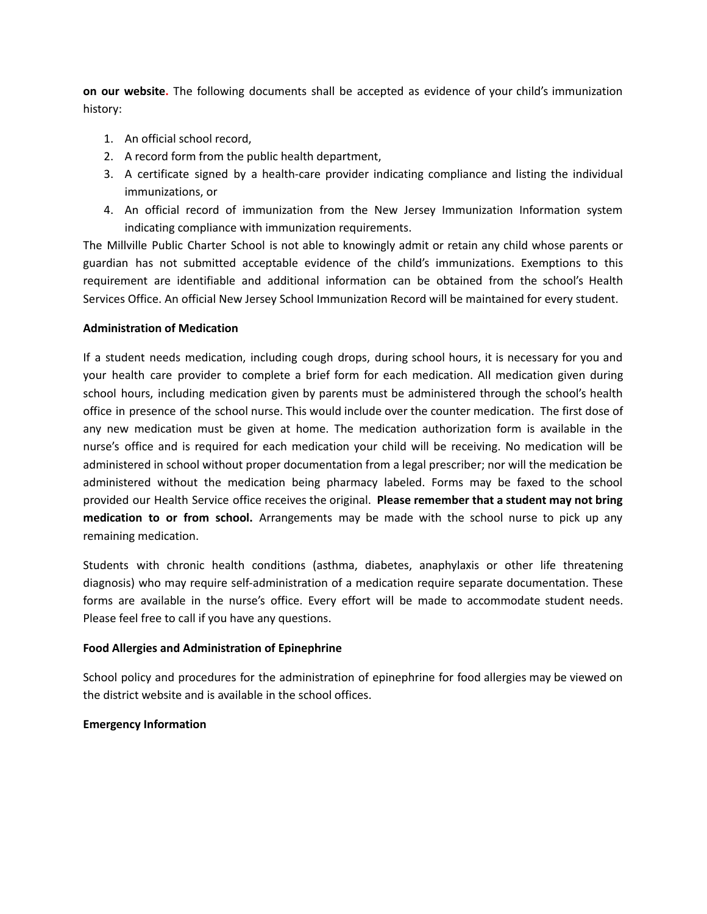**on our website.** The following documents shall be accepted as evidence of your child's immunization history:

1. An official school record,
2. A record form from the public health department,
3. A certificate signed by a health-care provider indicating compliance and listing the individual immunizations, or
4. An official record of immunization from the New Jersey Immunization Information system indicating compliance with immunization requirements.

The Millville Public Charter School is not able to knowingly admit or retain any child whose parents or guardian has not submitted acceptable evidence of the child's immunizations. Exemptions to this requirement are identifiable and additional information can be obtained from the school's Health Services Office. An official New Jersey School Immunization Record will be maintained for every student.

**Administration of Medication**

If a student needs medication, including cough drops, during school hours, it is necessary for you and your health care provider to complete a brief form for each medication. All medication given during school hours, including medication given by parents must be administered through the school's health office in presence of the school nurse. This would include over the counter medication. The first dose of any new medication must be given at home. The medication authorization form is available in the nurse's office and is required for each medication your child will be receiving. No medication will be administered in school without proper documentation from a legal prescriber; nor will the medication be administered without the medication being pharmacy labeled. Forms may be faxed to the school provided our Health Service office receives the original. **Please remember that a student may not bring medication to or from school.** Arrangements may be made with the school nurse to pick up any remaining medication.

Students with chronic health conditions (asthma, diabetes, anaphylaxis or other life threatening diagnosis) who may require self-administration of a medication require separate documentation. These forms are available in the nurse's office. Every effort will be made to accommodate student needs. Please feel free to call if you have any questions.

**Food Allergies and Administration of Epinephrine**

School policy and procedures for the administration of epinephrine for food allergies may be viewed on the district website and is available in the school offices.

**Emergency Information**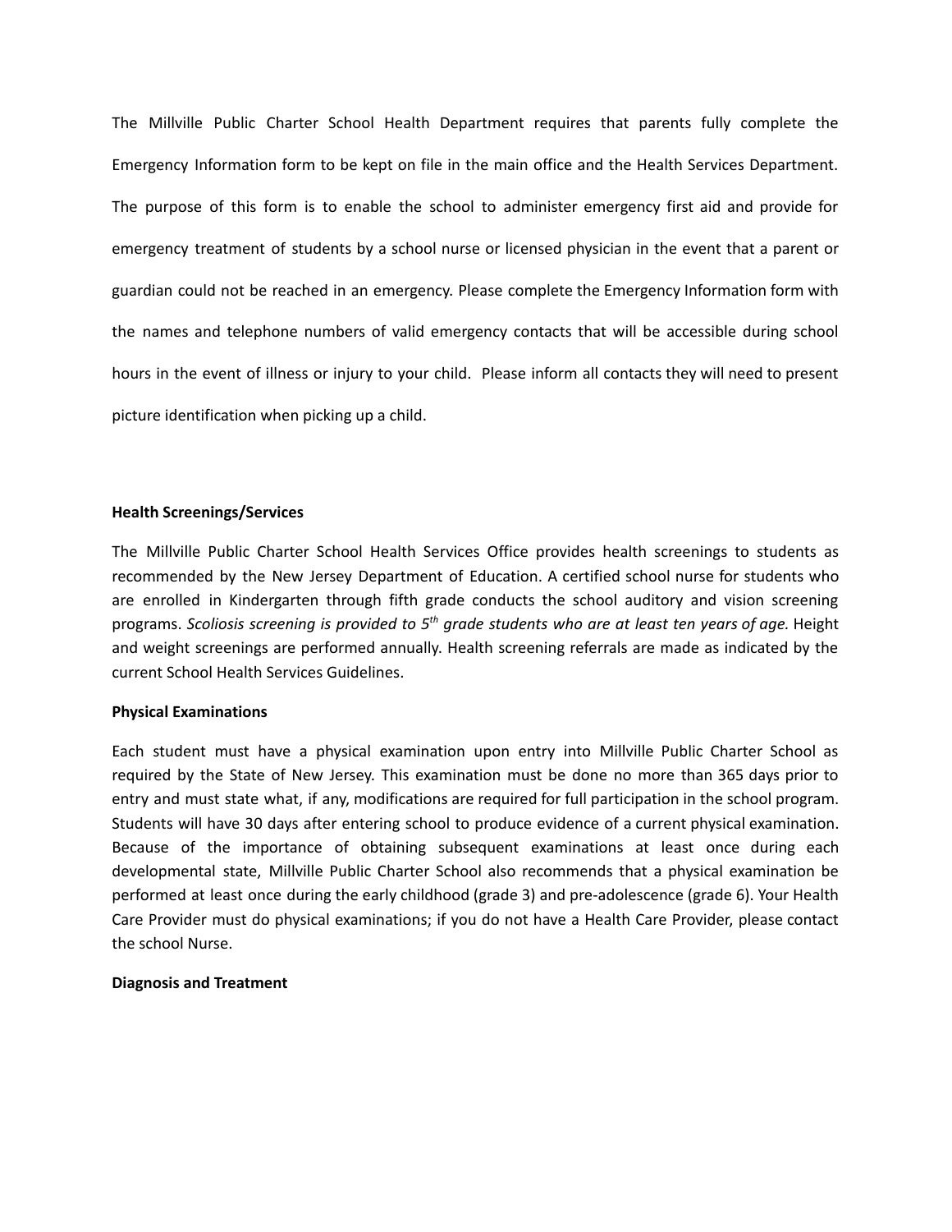The Millville Public Charter School Health Department requires that parents fully complete the Emergency Information form to be kept on file in the main office and the Health Services Department. The purpose of this form is to enable the school to administer emergency first aid and provide for emergency treatment of students by a school nurse or licensed physician in the event that a parent or guardian could not be reached in an emergency. Please complete the Emergency Information form with the names and telephone numbers of valid emergency contacts that will be accessible during school hours in the event of illness or injury to your child. Please inform all contacts they will need to present picture identification when picking up a child.

**Health Screenings/Services**

The Millville Public Charter School Health Services Office provides health screenings to students as recommended by the New Jersey Department of Education. A certified school nurse for students who are enrolled in Kindergarten through fifth grade conducts the school auditory and vision screening programs. *Scoliosis screening is provided to 5th grade students who are at least ten years of age.* Height and weight screenings are performed annually. Health screening referrals are made as indicated by the current School Health Services Guidelines.

**Physical Examinations**

Each student must have a physical examination upon entry into Millville Public Charter School as required by the State of New Jersey. This examination must be done no more than 365 days prior to entry and must state what, if any, modifications are required for full participation in the school program. Students will have 30 days after entering school to produce evidence of a current physical examination. Because of the importance of obtaining subsequent examinations at least once during each developmental state, Millville Public Charter School also recommends that a physical examination be performed at least once during the early childhood (grade 3) and pre-adolescence (grade 6). Your Health Care Provider must do physical examinations; if you do not have a Health Care Provider, please contact the school Nurse.

**Diagnosis and Treatment**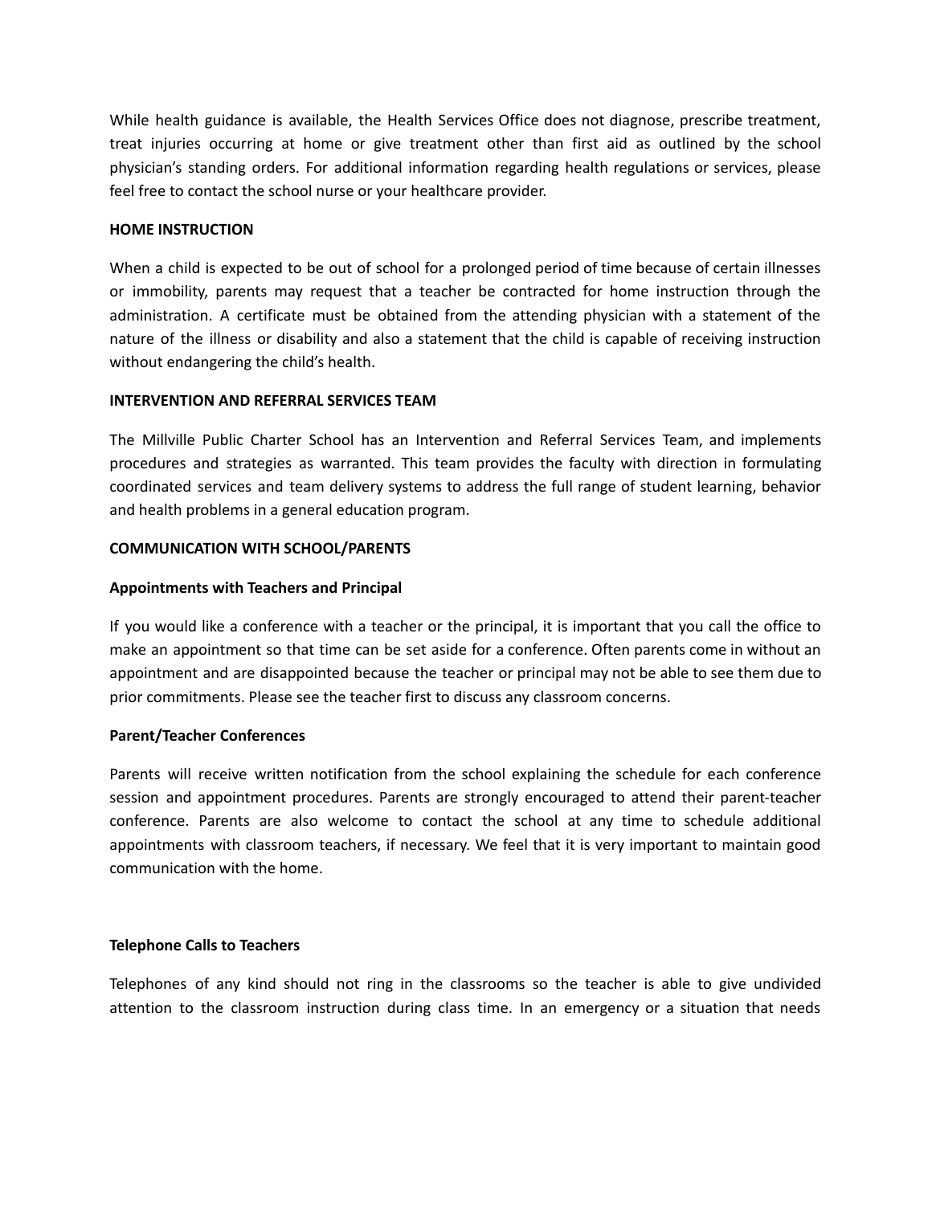While health guidance is available, the Health Services Office does not diagnose, prescribe treatment, treat injuries occurring at home or give treatment other than first aid as outlined by the school physician's standing orders. For additional information regarding health regulations or services, please feel free to contact the school nurse or your healthcare provider.

**HOME INSTRUCTION**

When a child is expected to be out of school for a prolonged period of time because of certain illnesses or immobility, parents may request that a teacher be contracted for home instruction through the administration. A certificate must be obtained from the attending physician with a statement of the nature of the illness or disability and also a statement that the child is capable of receiving instruction without endangering the child's health.

**INTERVENTION AND REFERRAL SERVICES TEAM**

The Millville Public Charter School has an Intervention and Referral Services Team, and implements procedures and strategies as warranted. This team provides the faculty with direction in formulating coordinated services and team delivery systems to address the full range of student learning, behavior and health problems in a general education program.

**COMMUNICATION WITH SCHOOL/PARENTS**

**Appointments with Teachers and Principal**

If you would like a conference with a teacher or the principal, it is important that you call the office to make an appointment so that time can be set aside for a conference. Often parents come in without an appointment and are disappointed because the teacher or principal may not be able to see them due to prior commitments. Please see the teacher first to discuss any classroom concerns.

**Parent/Teacher Conferences**

Parents will receive written notification from the school explaining the schedule for each conference session and appointment procedures. Parents are strongly encouraged to attend their parent-teacher conference. Parents are also welcome to contact the school at any time to schedule additional appointments with classroom teachers, if necessary. We feel that it is very important to maintain good communication with the home.

**Telephone Calls to Teachers**

Telephones of any kind should not ring in the classrooms so the teacher is able to give undivided attention to the classroom instruction during class time. In an emergency or a situation that needs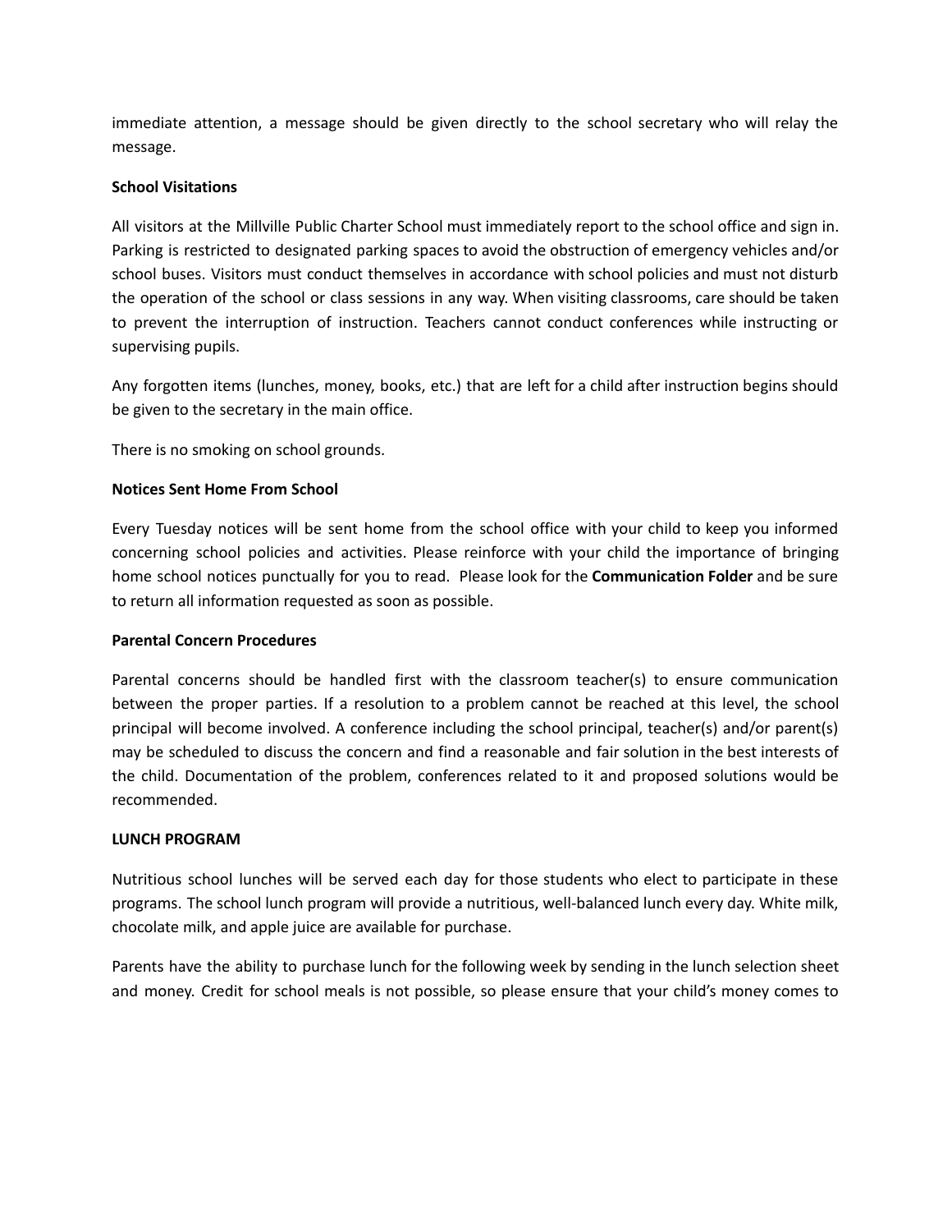immediate attention, a message should be given directly to the school secretary who will relay the message.

**School Visitations**

All visitors at the Millville Public Charter School must immediately report to the school office and sign in. Parking is restricted to designated parking spaces to avoid the obstruction of emergency vehicles and/or school buses. Visitors must conduct themselves in accordance with school policies and must not disturb the operation of the school or class sessions in any way. When visiting classrooms, care should be taken to prevent the interruption of instruction. Teachers cannot conduct conferences while instructing or supervising pupils.

Any forgotten items (lunches, money, books, etc.) that are left for a child after instruction begins should be given to the secretary in the main office.

There is no smoking on school grounds.

**Notices Sent Home From School**

Every Tuesday notices will be sent home from the school office with your child to keep you informed concerning school policies and activities. Please reinforce with your child the importance of bringing home school notices punctually for you to read. Please look for the **Communication Folder** and be sure to return all information requested as soon as possible.

**Parental Concern Procedures**

Parental concerns should be handled first with the classroom teacher(s) to ensure communication between the proper parties. If a resolution to a problem cannot be reached at this level, the school principal will become involved. A conference including the school principal, teacher(s) and/or parent(s) may be scheduled to discuss the concern and find a reasonable and fair solution in the best interests of the child. Documentation of the problem, conferences related to it and proposed solutions would be recommended.

**LUNCH PROGRAM**

Nutritious school lunches will be served each day for those students who elect to participate in these programs. The school lunch program will provide a nutritious, well-balanced lunch every day. White milk, chocolate milk, and apple juice are available for purchase.

Parents have the ability to purchase lunch for the following week by sending in the lunch selection sheet and money. Credit for school meals is not possible, so please ensure that your child's money comes to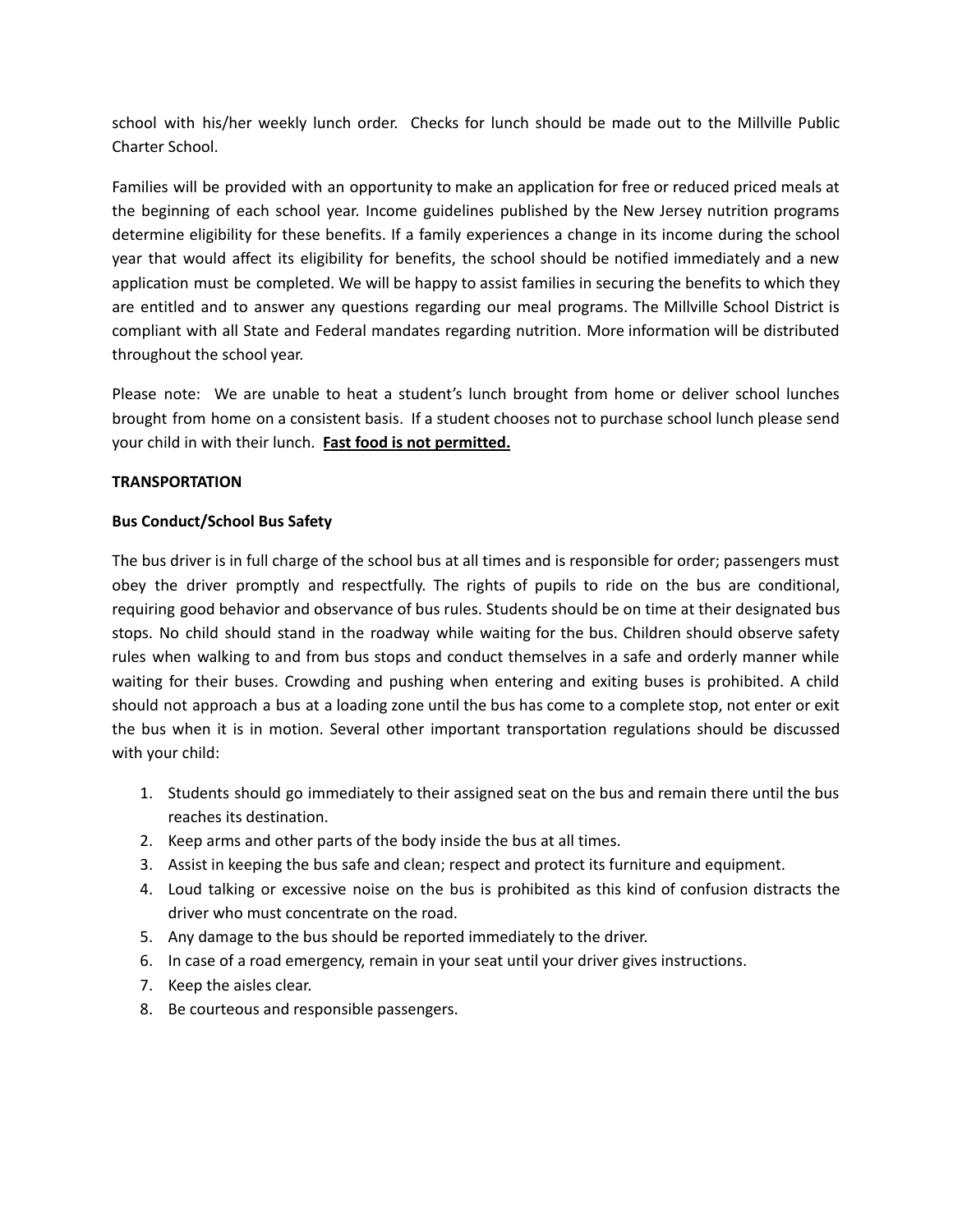school with his/her weekly lunch order. Checks for lunch should be made out to the Millville Public Charter School.

Families will be provided with an opportunity to make an application for free or reduced priced meals at the beginning of each school year. Income guidelines published by the New Jersey nutrition programs determine eligibility for these benefits. If a family experiences a change in its income during the school year that would affect its eligibility for benefits, the school should be notified immediately and a new application must be completed. We will be happy to assist families in securing the benefits to which they are entitled and to answer any questions regarding our meal programs. The Millville School District is compliant with all State and Federal mandates regarding nutrition. More information will be distributed throughout the school year.

Please note: We are unable to heat a student's lunch brought from home or deliver school lunches brought from home on a consistent basis. If a student chooses not to purchase school lunch please send your child in with their lunch. **<u>Fast food is not permitted.</u>**

**TRANSPORTATION**

**Bus Conduct/School Bus Safety**

The bus driver is in full charge of the school bus at all times and is responsible for order; passengers must obey the driver promptly and respectfully. The rights of pupils to ride on the bus are conditional, requiring good behavior and observance of bus rules. Students should be on time at their designated bus stops. No child should stand in the roadway while waiting for the bus. Children should observe safety rules when walking to and from bus stops and conduct themselves in a safe and orderly manner while waiting for their buses. Crowding and pushing when entering and exiting buses is prohibited. A child should not approach a bus at a loading zone until the bus has come to a complete stop, not enter or exit the bus when it is in motion. Several other important transportation regulations should be discussed with your child:

1. Students should go immediately to their assigned seat on the bus and remain there until the bus reaches its destination.
2. Keep arms and other parts of the body inside the bus at all times.
3. Assist in keeping the bus safe and clean; respect and protect its furniture and equipment.
4. Loud talking or excessive noise on the bus is prohibited as this kind of confusion distracts the driver who must concentrate on the road.
5. Any damage to the bus should be reported immediately to the driver.
6. In case of a road emergency, remain in your seat until your driver gives instructions.
7. Keep the aisles clear.
8. Be courteous and responsible passengers.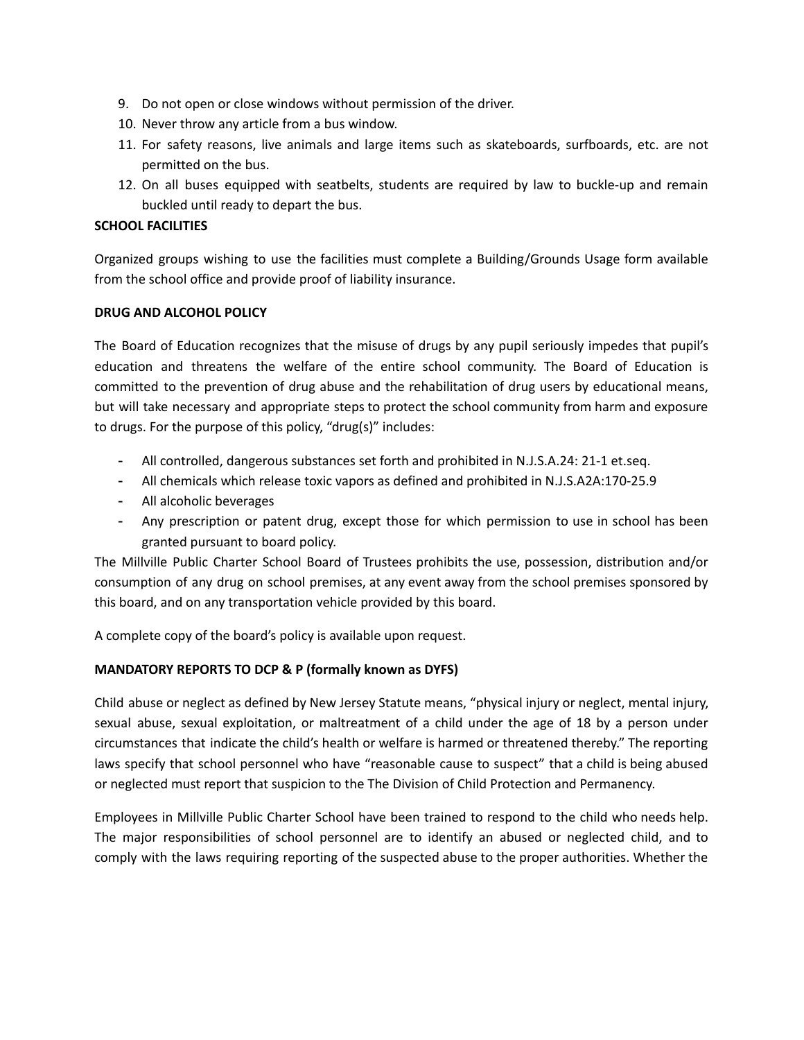9. Do not open or close windows without permission of the driver.
10. Never throw any article from a bus window.
11. For safety reasons, live animals and large items such as skateboards, surfboards, etc. are not permitted on the bus.
12. On all buses equipped with seatbelts, students are required by law to buckle-up and remain buckled until ready to depart the bus.

**SCHOOL FACILITIES**

Organized groups wishing to use the facilities must complete a Building/Grounds Usage form available from the school office and provide proof of liability insurance.

**DRUG AND ALCOHOL POLICY**

The Board of Education recognizes that the misuse of drugs by any pupil seriously impedes that pupil's education and threatens the welfare of the entire school community. The Board of Education is committed to the prevention of drug abuse and the rehabilitation of drug users by educational means, but will take necessary and appropriate steps to protect the school community from harm and exposure to drugs. For the purpose of this policy, "drug(s)" includes:

- All controlled, dangerous substances set forth and prohibited in N.J.S.A.24: 21-1 et.seq.
- All chemicals which release toxic vapors as defined and prohibited in N.J.S.A2A:170-25.9
- All alcoholic beverages
- Any prescription or patent drug, except those for which permission to use in school has been granted pursuant to board policy.

The Millville Public Charter School Board of Trustees prohibits the use, possession, distribution and/or consumption of any drug on school premises, at any event away from the school premises sponsored by this board, and on any transportation vehicle provided by this board.

A complete copy of the board's policy is available upon request.

**MANDATORY REPORTS TO DCP & P (formally known as DYFS)**

Child abuse or neglect as defined by New Jersey Statute means, "physical injury or neglect, mental injury, sexual abuse, sexual exploitation, or maltreatment of a child under the age of 18 by a person under circumstances that indicate the child's health or welfare is harmed or threatened thereby." The reporting laws specify that school personnel who have "reasonable cause to suspect" that a child is being abused or neglected must report that suspicion to the The Division of Child Protection and Permanency.

Employees in Millville Public Charter School have been trained to respond to the child who needs help. The major responsibilities of school personnel are to identify an abused or neglected child, and to comply with the laws requiring reporting of the suspected abuse to the proper authorities. Whether the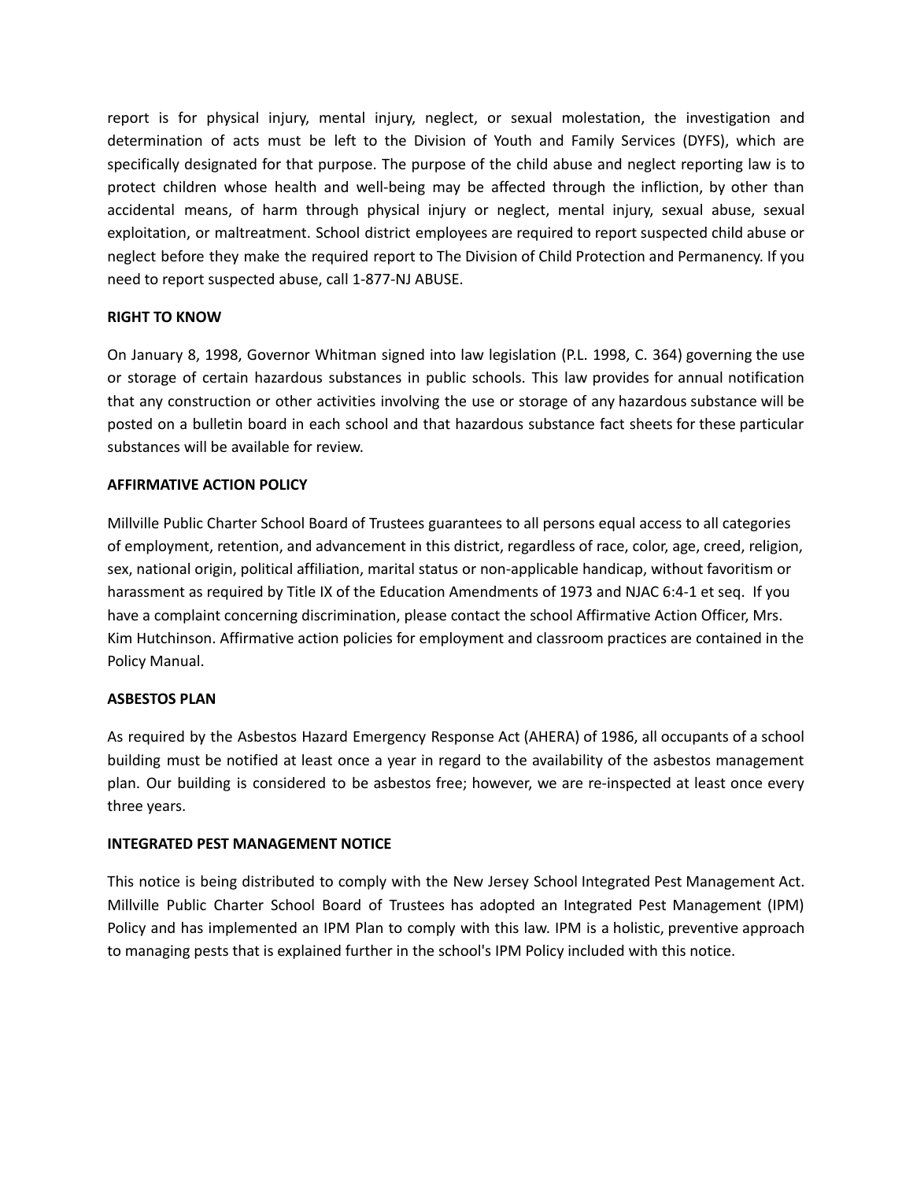report is for physical injury, mental injury, neglect, or sexual molestation, the investigation and determination of acts must be left to the Division of Youth and Family Services (DYFS), which are specifically designated for that purpose. The purpose of the child abuse and neglect reporting law is to protect children whose health and well-being may be affected through the infliction, by other than accidental means, of harm through physical injury or neglect, mental injury, sexual abuse, sexual exploitation, or maltreatment. School district employees are required to report suspected child abuse or neglect before they make the required report to The Division of Child Protection and Permanency. If you need to report suspected abuse, call 1-877-NJ ABUSE.

**RIGHT TO KNOW**

On January 8, 1998, Governor Whitman signed into law legislation (P.L. 1998, C. 364) governing the use or storage of certain hazardous substances in public schools. This law provides for annual notification that any construction or other activities involving the use or storage of any hazardous substance will be posted on a bulletin board in each school and that hazardous substance fact sheets for these particular substances will be available for review.

**AFFIRMATIVE ACTION POLICY**

Millville Public Charter School Board of Trustees guarantees to all persons equal access to all categories of employment, retention, and advancement in this district, regardless of race, color, age, creed, religion, sex, national origin, political affiliation, marital status or non-applicable handicap, without favoritism or harassment as required by Title IX of the Education Amendments of 1973 and NJAC 6:4-1 et seq. If you have a complaint concerning discrimination, please contact the school Affirmative Action Officer, Mrs. Kim Hutchinson. Affirmative action policies for employment and classroom practices are contained in the Policy Manual.

**ASBESTOS PLAN**

As required by the Asbestos Hazard Emergency Response Act (AHERA) of 1986, all occupants of a school building must be notified at least once a year in regard to the availability of the asbestos management plan. Our building is considered to be asbestos free; however, we are re-inspected at least once every three years.

**INTEGRATED PEST MANAGEMENT NOTICE**

This notice is being distributed to comply with the New Jersey School Integrated Pest Management Act. Millville Public Charter School Board of Trustees has adopted an Integrated Pest Management (IPM) Policy and has implemented an IPM Plan to comply with this law. IPM is a holistic, preventive approach to managing pests that is explained further in the school's IPM Policy included with this notice.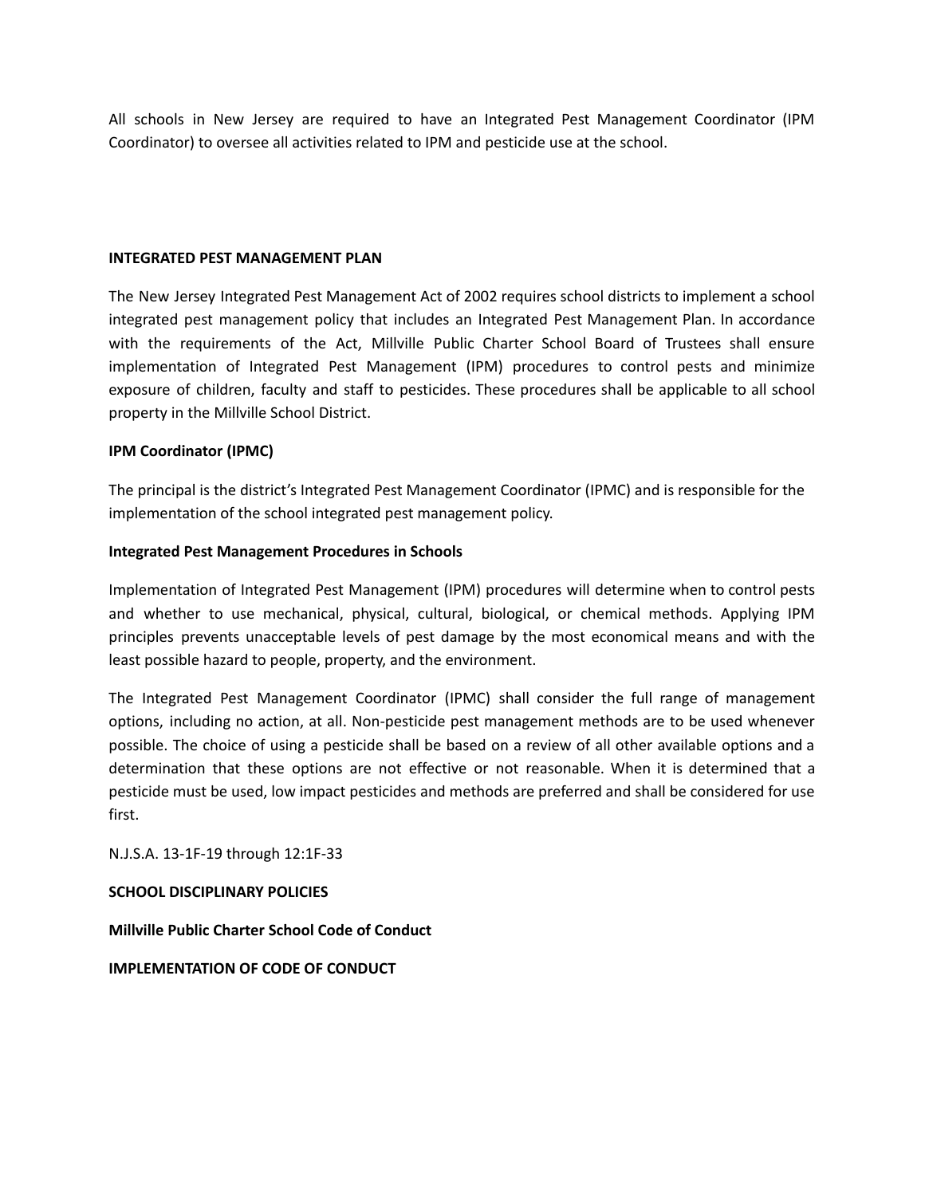All schools in New Jersey are required to have an Integrated Pest Management Coordinator (IPM Coordinator) to oversee all activities related to IPM and pesticide use at the school.

**INTEGRATED PEST MANAGEMENT PLAN**

The New Jersey Integrated Pest Management Act of 2002 requires school districts to implement a school integrated pest management policy that includes an Integrated Pest Management Plan. In accordance with the requirements of the Act, Millville Public Charter School Board of Trustees shall ensure implementation of Integrated Pest Management (IPM) procedures to control pests and minimize exposure of children, faculty and staff to pesticides. These procedures shall be applicable to all school property in the Millville School District.

**IPM Coordinator (IPMC)**

The principal is the district's Integrated Pest Management Coordinator (IPMC) and is responsible for the implementation of the school integrated pest management policy.

**Integrated Pest Management Procedures in Schools**

Implementation of Integrated Pest Management (IPM) procedures will determine when to control pests and whether to use mechanical, physical, cultural, biological, or chemical methods. Applying IPM principles prevents unacceptable levels of pest damage by the most economical means and with the least possible hazard to people, property, and the environment.

The Integrated Pest Management Coordinator (IPMC) shall consider the full range of management options, including no action, at all. Non-pesticide pest management methods are to be used whenever possible. The choice of using a pesticide shall be based on a review of all other available options and a determination that these options are not effective or not reasonable. When it is determined that a pesticide must be used, low impact pesticides and methods are preferred and shall be considered for use first.

N.J.S.A. 13-1F-19 through 12:1F-33

**SCHOOL DISCIPLINARY POLICIES**

**Millville Public Charter School Code of Conduct**

**IMPLEMENTATION OF CODE OF CONDUCT**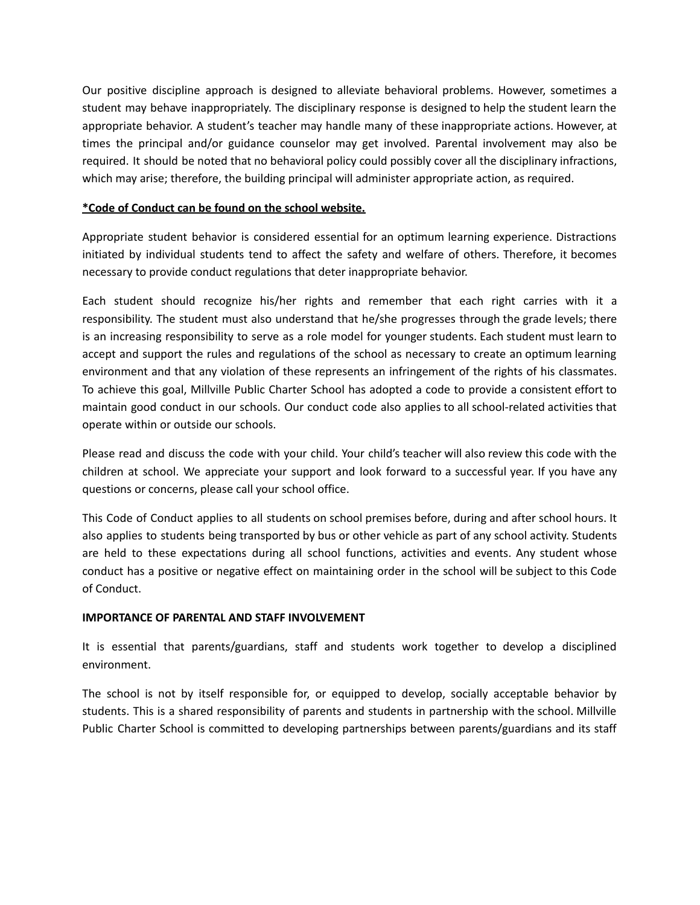Our positive discipline approach is designed to alleviate behavioral problems. However, sometimes a student may behave inappropriately. The disciplinary response is designed to help the student learn the appropriate behavior. A student's teacher may handle many of these inappropriate actions. However, at times the principal and/or guidance counselor may get involved. Parental involvement may also be required. It should be noted that no behavioral policy could possibly cover all the disciplinary infractions, which may arise; therefore, the building principal will administer appropriate action, as required.

**\*Code of Conduct can be found on the school website.**

Appropriate student behavior is considered essential for an optimum learning experience. Distractions initiated by individual students tend to affect the safety and welfare of others. Therefore, it becomes necessary to provide conduct regulations that deter inappropriate behavior.

Each student should recognize his/her rights and remember that each right carries with it a responsibility. The student must also understand that he/she progresses through the grade levels; there is an increasing responsibility to serve as a role model for younger students. Each student must learn to accept and support the rules and regulations of the school as necessary to create an optimum learning environment and that any violation of these represents an infringement of the rights of his classmates. To achieve this goal, Millville Public Charter School has adopted a code to provide a consistent effort to maintain good conduct in our schools. Our conduct code also applies to all school-related activities that operate within or outside our schools.

Please read and discuss the code with your child. Your child's teacher will also review this code with the children at school. We appreciate your support and look forward to a successful year. If you have any questions or concerns, please call your school office.

This Code of Conduct applies to all students on school premises before, during and after school hours. It also applies to students being transported by bus or other vehicle as part of any school activity. Students are held to these expectations during all school functions, activities and events. Any student whose conduct has a positive or negative effect on maintaining order in the school will be subject to this Code of Conduct.

**IMPORTANCE OF PARENTAL AND STAFF INVOLVEMENT**

It is essential that parents/guardians, staff and students work together to develop a disciplined environment.

The school is not by itself responsible for, or equipped to develop, socially acceptable behavior by students. This is a shared responsibility of parents and students in partnership with the school. Millville Public Charter School is committed to developing partnerships between parents/guardians and its staff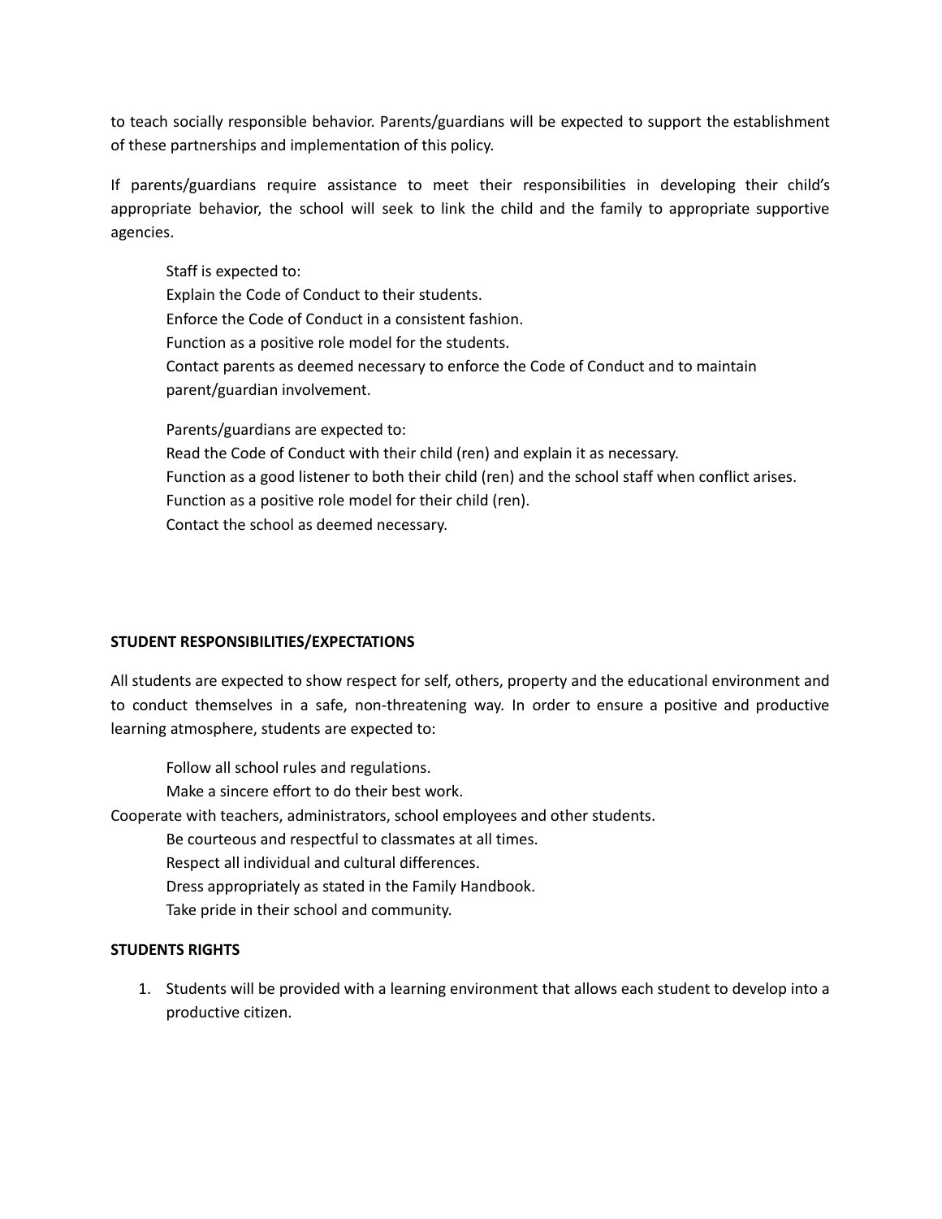to teach socially responsible behavior. Parents/guardians will be expected to support the establishment of these partnerships and implementation of this policy.

If parents/guardians require assistance to meet their responsibilities in developing their child's appropriate behavior, the school will seek to link the child and the family to appropriate supportive agencies.

Staff is expected to:
Explain the Code of Conduct to their students.
Enforce the Code of Conduct in a consistent fashion.
Function as a positive role model for the students.
Contact parents as deemed necessary to enforce the Code of Conduct and to maintain parent/guardian involvement.

Parents/guardians are expected to:
Read the Code of Conduct with their child (ren) and explain it as necessary.
Function as a good listener to both their child (ren) and the school staff when conflict arises.
Function as a positive role model for their child (ren).
Contact the school as deemed necessary.

**STUDENT RESPONSIBILITIES/EXPECTATIONS**

All students are expected to show respect for self, others, property and the educational environment and to conduct themselves in a safe, non-threatening way. In order to ensure a positive and productive learning atmosphere, students are expected to:

Follow all school rules and regulations.
Make a sincere effort to do their best work.
Cooperate with teachers, administrators, school employees and other students.
Be courteous and respectful to classmates at all times.
Respect all individual and cultural differences.
Dress appropriately as stated in the Family Handbook.
Take pride in their school and community.

**STUDENTS RIGHTS**

1. Students will be provided with a learning environment that allows each student to develop into a productive citizen.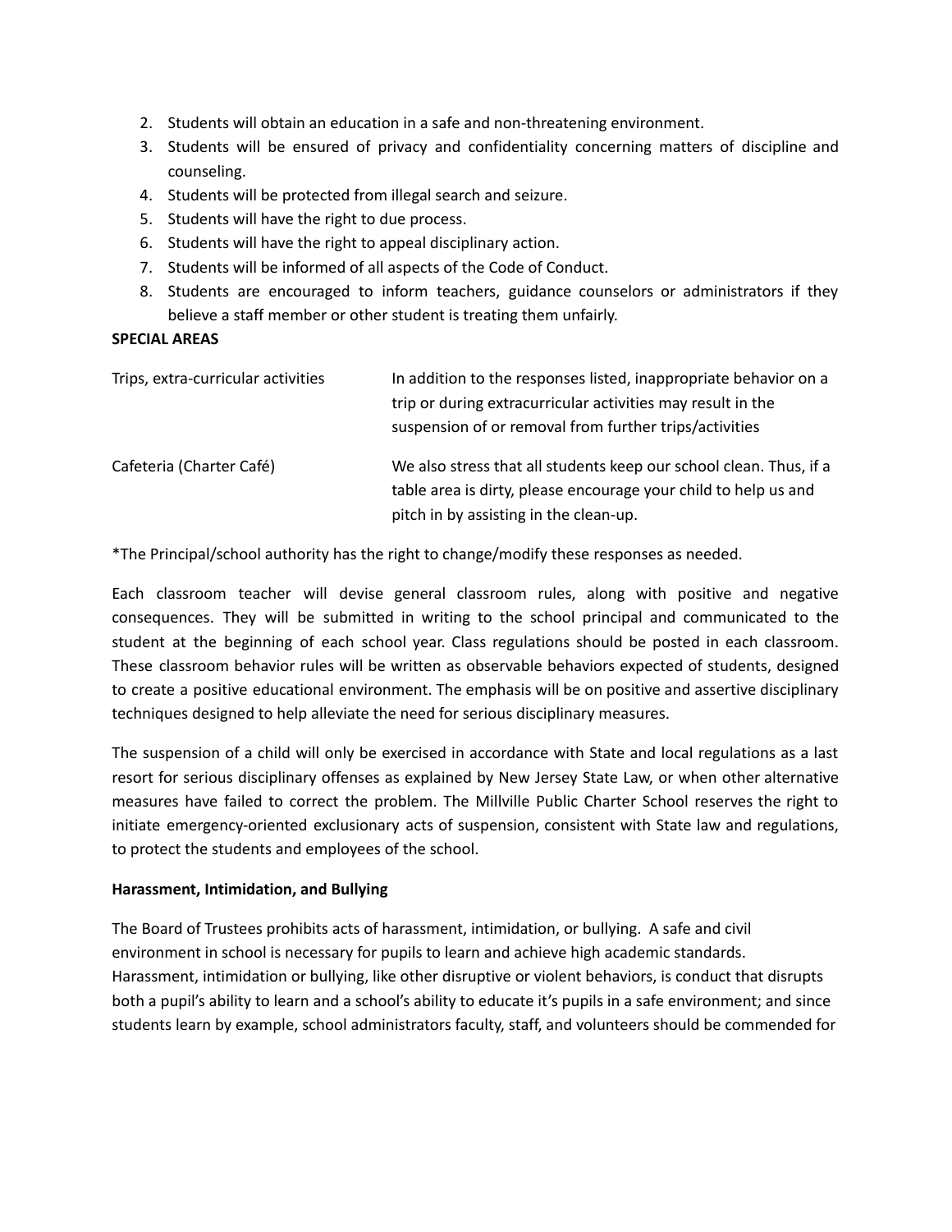2. Students will obtain an education in a safe and non-threatening environment.
3. Students will be ensured of privacy and confidentiality concerning matters of discipline and counseling.
4. Students will be protected from illegal search and seizure.
5. Students will have the right to due process.
6. Students will have the right to appeal disciplinary action.
7. Students will be informed of all aspects of the Code of Conduct.
8. Students are encouraged to inform teachers, guidance counselors or administrators if they believe a staff member or other student is treating them unfairly.

**SPECIAL AREAS**

| | |
|---|---|
| Trips, extra-curricular activities | In addition to the responses listed, inappropriate behavior on a trip or during extracurricular activities may result in the suspension of or removal from further trips/activities |
| Cafeteria (Charter Café) | We also stress that all students keep our school clean. Thus, if a table area is dirty, please encourage your child to help us and pitch in by assisting in the clean-up. |

*The Principal/school authority has the right to change/modify these responses as needed.

Each classroom teacher will devise general classroom rules, along with positive and negative consequences. They will be submitted in writing to the school principal and communicated to the student at the beginning of each school year. Class regulations should be posted in each classroom. These classroom behavior rules will be written as observable behaviors expected of students, designed to create a positive educational environment. The emphasis will be on positive and assertive disciplinary techniques designed to help alleviate the need for serious disciplinary measures.

The suspension of a child will only be exercised in accordance with State and local regulations as a last resort for serious disciplinary offenses as explained by New Jersey State Law, or when other alternative measures have failed to correct the problem. The Millville Public Charter School reserves the right to initiate emergency-oriented exclusionary acts of suspension, consistent with State law and regulations, to protect the students and employees of the school.

**Harassment, Intimidation, and Bullying**

The Board of Trustees prohibits acts of harassment, intimidation, or bullying. A safe and civil environment in school is necessary for pupils to learn and achieve high academic standards. Harassment, intimidation or bullying, like other disruptive or violent behaviors, is conduct that disrupts both a pupil's ability to learn and a school's ability to educate it's pupils in a safe environment; and since students learn by example, school administrators faculty, staff, and volunteers should be commended for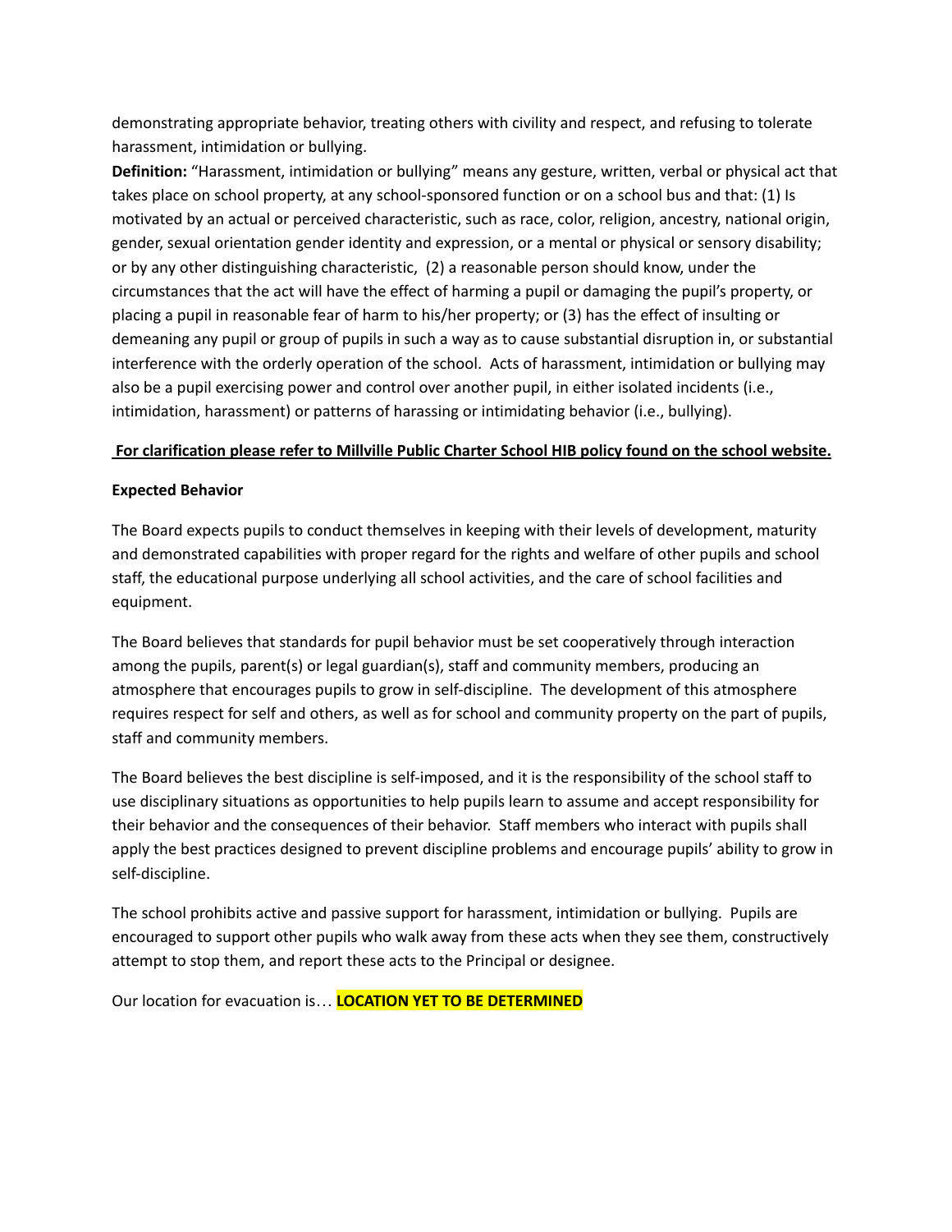demonstrating appropriate behavior, treating others with civility and respect, and refusing to tolerate harassment, intimidation or bullying.

**Definition:** "Harassment, intimidation or bullying" means any gesture, written, verbal or physical act that takes place on school property, at any school-sponsored function or on a school bus and that: (1) Is motivated by an actual or perceived characteristic, such as race, color, religion, ancestry, national origin, gender, sexual orientation gender identity and expression, or a mental or physical or sensory disability; or by any other distinguishing characteristic, (2) a reasonable person should know, under the circumstances that the act will have the effect of harming a pupil or damaging the pupil's property, or placing a pupil in reasonable fear of harm to his/her property; or (3) has the effect of insulting or demeaning any pupil or group of pupils in such a way as to cause substantial disruption in, or substantial interference with the orderly operation of the school. Acts of harassment, intimidation or bullying may also be a pupil exercising power and control over another pupil, in either isolated incidents (i.e., intimidation, harassment) or patterns of harassing or intimidating behavior (i.e., bullying).

**For clarification please refer to Millville Public Charter School HIB policy found on the school website.**

**Expected Behavior**

The Board expects pupils to conduct themselves in keeping with their levels of development, maturity and demonstrated capabilities with proper regard for the rights and welfare of other pupils and school staff, the educational purpose underlying all school activities, and the care of school facilities and equipment.

The Board believes that standards for pupil behavior must be set cooperatively through interaction among the pupils, parent(s) or legal guardian(s), staff and community members, producing an atmosphere that encourages pupils to grow in self-discipline. The development of this atmosphere requires respect for self and others, as well as for school and community property on the part of pupils, staff and community members.

The Board believes the best discipline is self-imposed, and it is the responsibility of the school staff to use disciplinary situations as opportunities to help pupils learn to assume and accept responsibility for their behavior and the consequences of their behavior. Staff members who interact with pupils shall apply the best practices designed to prevent discipline problems and encourage pupils' ability to grow in self-discipline.

The school prohibits active and passive support for harassment, intimidation or bullying. Pupils are encouraged to support other pupils who walk away from these acts when they see them, constructively attempt to stop them, and report these acts to the Principal or designee.

Our location for evacuation is… **LOCATION YET TO BE DETERMINED**